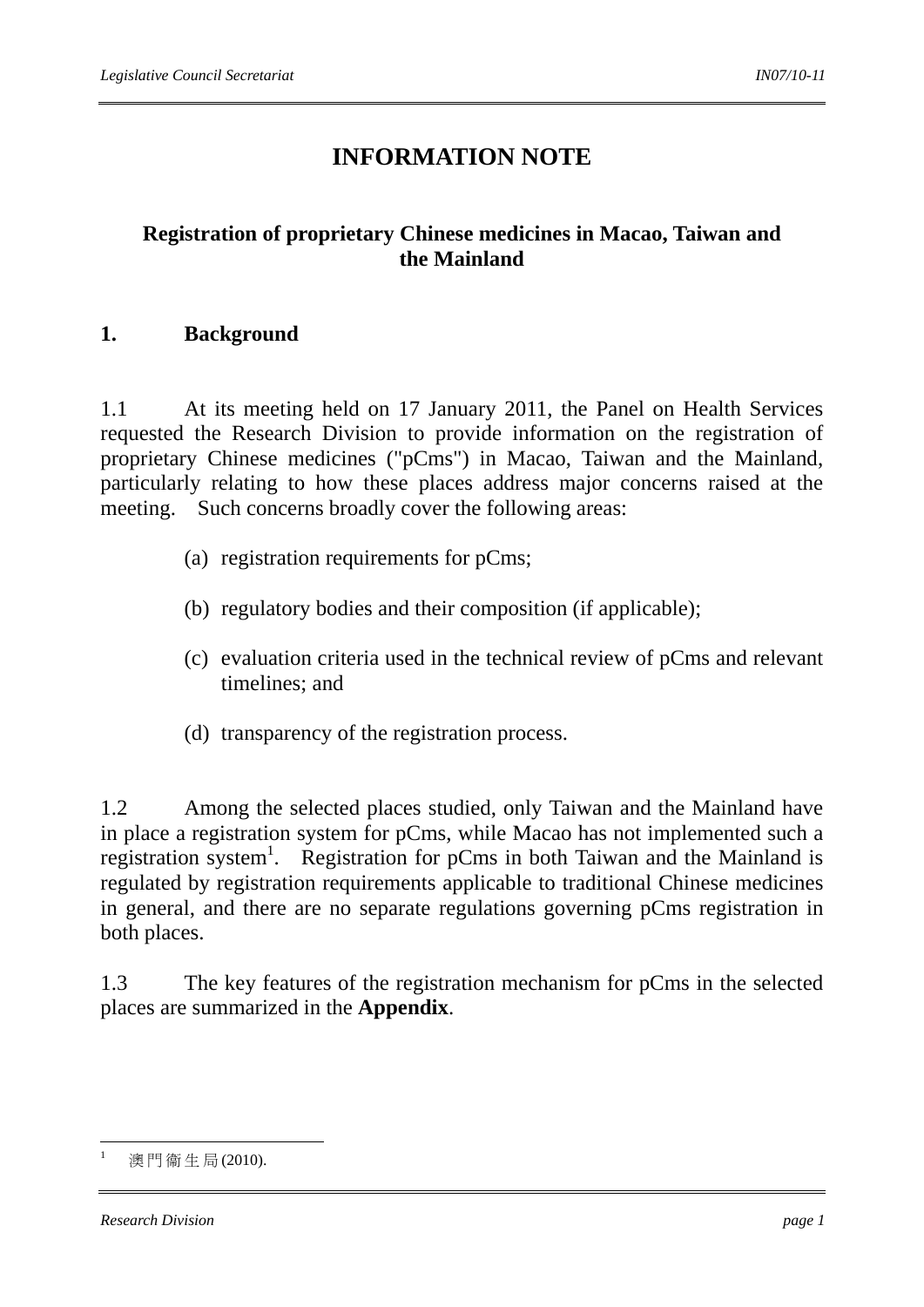# INFORMATION NOTE

## Registration of proprietary Chinese medicines in Macao, Taiwan and the Mainland

### 1. Background

1.1 At its meeting held on 17 January 2011, the Panel on Health Services requested the Research Division to provide information on the registration of proprietary Chinese medicines ("pCms") in Macao, Taiwan and the Mainland, particularly relating to how these places address major concerns raised at the meeting. Such concerns broadly cover the following areas:

(a) registration requirements for pCms;

(b) regulatory bodies and their composition (if applicable);

(c) evaluation criteria used in the technical review of pCms and relevant timelines; and

(d) transparency of the registration process.

1.2 Among the selected places studied, only Taiwan and the Mainland have in place a registration system for pCms, while Macao has not implemented such a registration system[1]. Registration for pCms in both Taiwan and the Mainland is regulated by registration requirements applicable to traditional Chinese medicines in general, and there are no separate regulations governing pCms registration in both places.

1.3 The key features of the registration mechanism for pCms in the selected places are summarized in the **Appendix**.

---

[1] 澳門衛生局 (2010).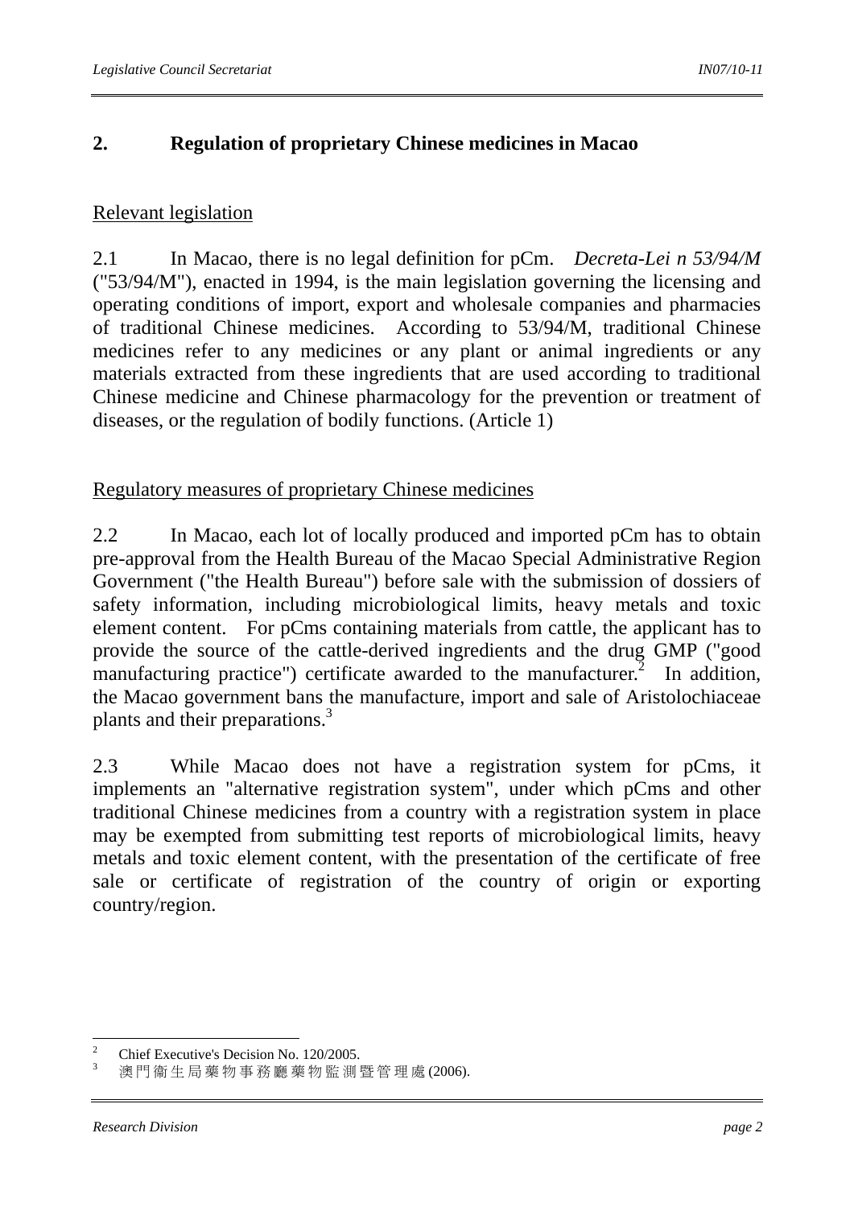## 2. Regulation of proprietary Chinese medicines in Macao

Relevant legislation

2.1 In Macao, there is no legal definition for pCm. *Decreta-Lei n 53/94/M* ("53/94/M"), enacted in 1994, is the main legislation governing the licensing and operating conditions of import, export and wholesale companies and pharmacies of traditional Chinese medicines. According to 53/94/M, traditional Chinese medicines refer to any medicines or any plant or animal ingredients or any materials extracted from these ingredients that are used according to traditional Chinese medicine and Chinese pharmacology for the prevention or treatment of diseases, or the regulation of bodily functions. (Article 1)

Regulatory measures of proprietary Chinese medicines

2.2 In Macao, each lot of locally produced and imported pCm has to obtain pre-approval from the Health Bureau of the Macao Special Administrative Region Government ("the Health Bureau") before sale with the submission of dossiers of safety information, including microbiological limits, heavy metals and toxic element content. For pCms containing materials from cattle, the applicant has to provide the source of the cattle-derived ingredients and the drug GMP ("good manufacturing practice") certificate awarded to the manufacturer.[2] In addition, the Macao government bans the manufacture, import and sale of Aristolochiaceae plants and their preparations.[3]

2.3 While Macao does not have a registration system for pCms, it implements an "alternative registration system", under which pCms and other traditional Chinese medicines from a country with a registration system in place may be exempted from submitting test reports of microbiological limits, heavy metals and toxic element content, with the presentation of the certificate of free sale or certificate of registration of the country of origin or exporting country/region.

---

[2] Chief Executive's Decision No. 120/2005.

[3] 澳門衛生局藥物事務廳藥物監測暨管理處 (2006).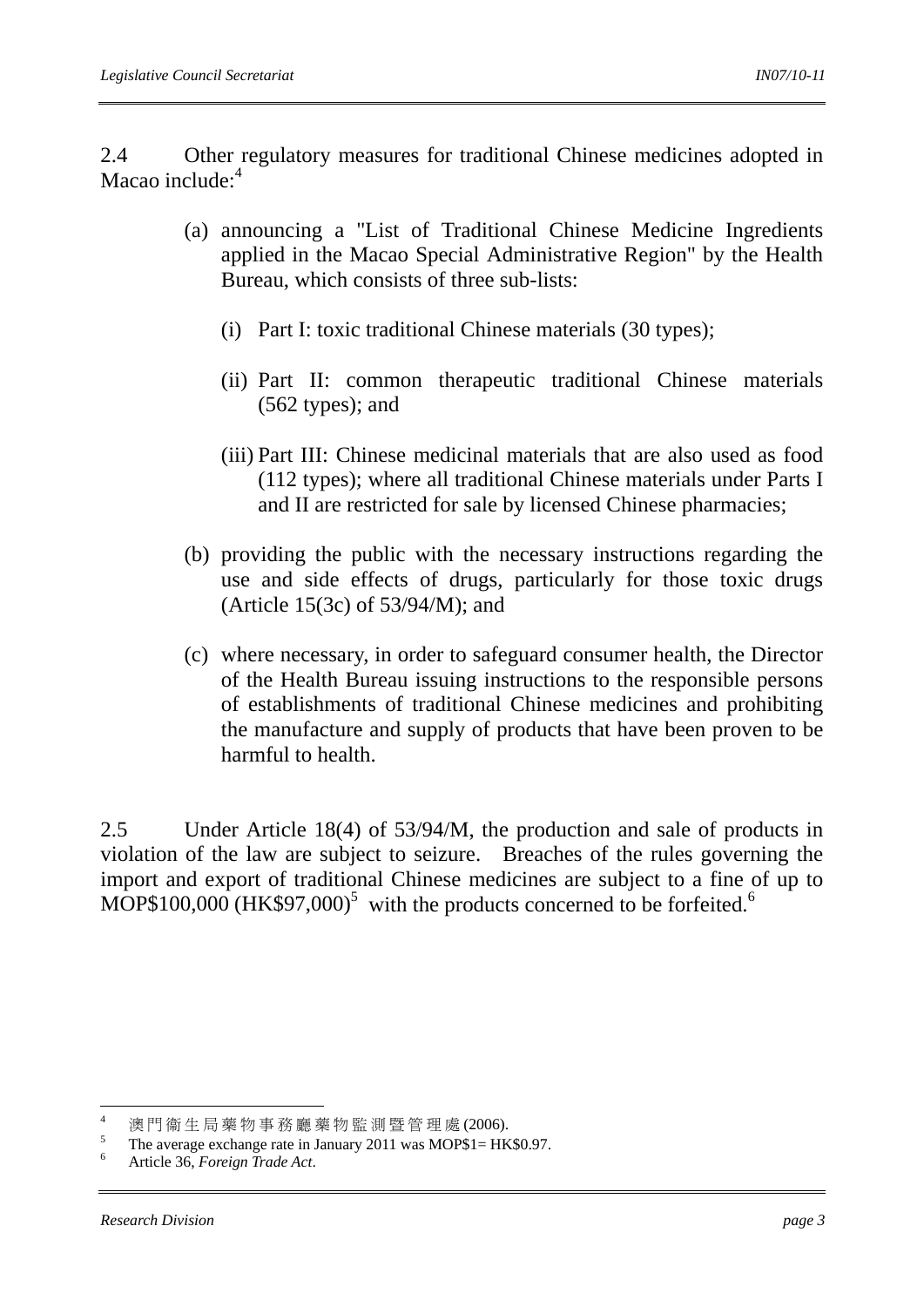2.4 Other regulatory measures for traditional Chinese medicines adopted in Macao include:[4]

(a) announcing a "List of Traditional Chinese Medicine Ingredients applied in the Macao Special Administrative Region" by the Health Bureau, which consists of three sub-lists:

(i) Part I: toxic traditional Chinese materials (30 types);

(ii) Part II: common therapeutic traditional Chinese materials (562 types); and

(iii) Part III: Chinese medicinal materials that are also used as food (112 types); where all traditional Chinese materials under Parts I and II are restricted for sale by licensed Chinese pharmacies;

(b) providing the public with the necessary instructions regarding the use and side effects of drugs, particularly for those toxic drugs (Article 15(3c) of 53/94/M); and

(c) where necessary, in order to safeguard consumer health, the Director of the Health Bureau issuing instructions to the responsible persons of establishments of traditional Chinese medicines and prohibiting the manufacture and supply of products that have been proven to be harmful to health.

2.5 Under Article 18(4) of 53/94/M, the production and sale of products in violation of the law are subject to seizure. Breaches of the rules governing the import and export of traditional Chinese medicines are subject to a fine of up to MOP$100,000 (HK$97,000)[5] with the products concerned to be forfeited.[6]

---

[4] 澳門衛生局藥物事務廳藥物監測暨管理處 (2006).

[5] The average exchange rate in January 2011 was MOP$1= HK$0.97.

[6] Article 36, *Foreign Trade Act*.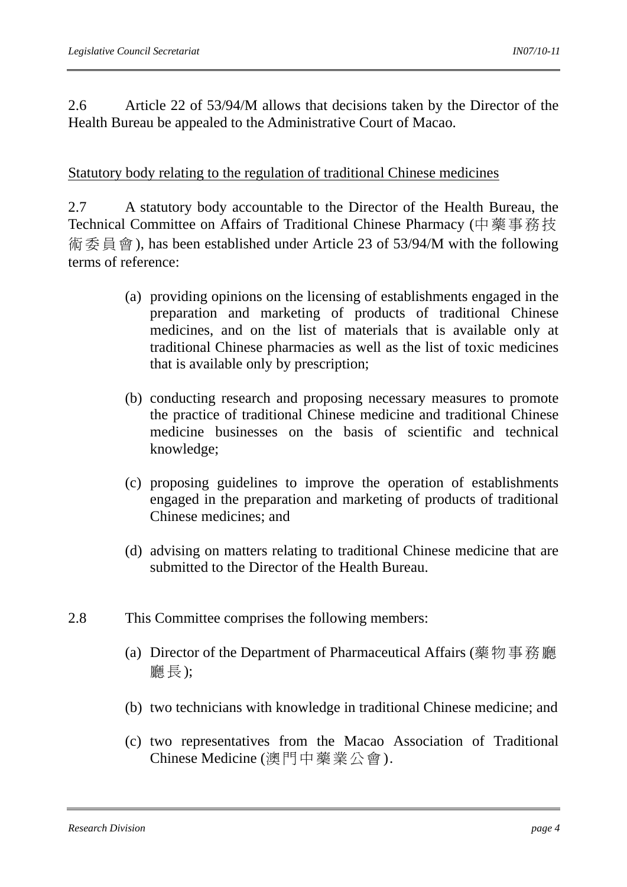2.6 Article 22 of 53/94/M allows that decisions taken by the Director of the Health Bureau be appealed to the Administrative Court of Macao.

Statutory body relating to the regulation of traditional Chinese medicines

2.7 A statutory body accountable to the Director of the Health Bureau, the Technical Committee on Affairs of Traditional Chinese Pharmacy (中藥事務技術委員會), has been established under Article 23 of 53/94/M with the following terms of reference:

(a) providing opinions on the licensing of establishments engaged in the preparation and marketing of products of traditional Chinese medicines, and on the list of materials that is available only at traditional Chinese pharmacies as well as the list of toxic medicines that is available only by prescription;

(b) conducting research and proposing necessary measures to promote the practice of traditional Chinese medicine and traditional Chinese medicine businesses on the basis of scientific and technical knowledge;

(c) proposing guidelines to improve the operation of establishments engaged in the preparation and marketing of products of traditional Chinese medicines; and

(d) advising on matters relating to traditional Chinese medicine that are submitted to the Director of the Health Bureau.

2.8 This Committee comprises the following members:

(a) Director of the Department of Pharmaceutical Affairs (藥物事務廳廳長);

(b) two technicians with knowledge in traditional Chinese medicine; and

(c) two representatives from the Macao Association of Traditional Chinese Medicine (澳門中藥業公會).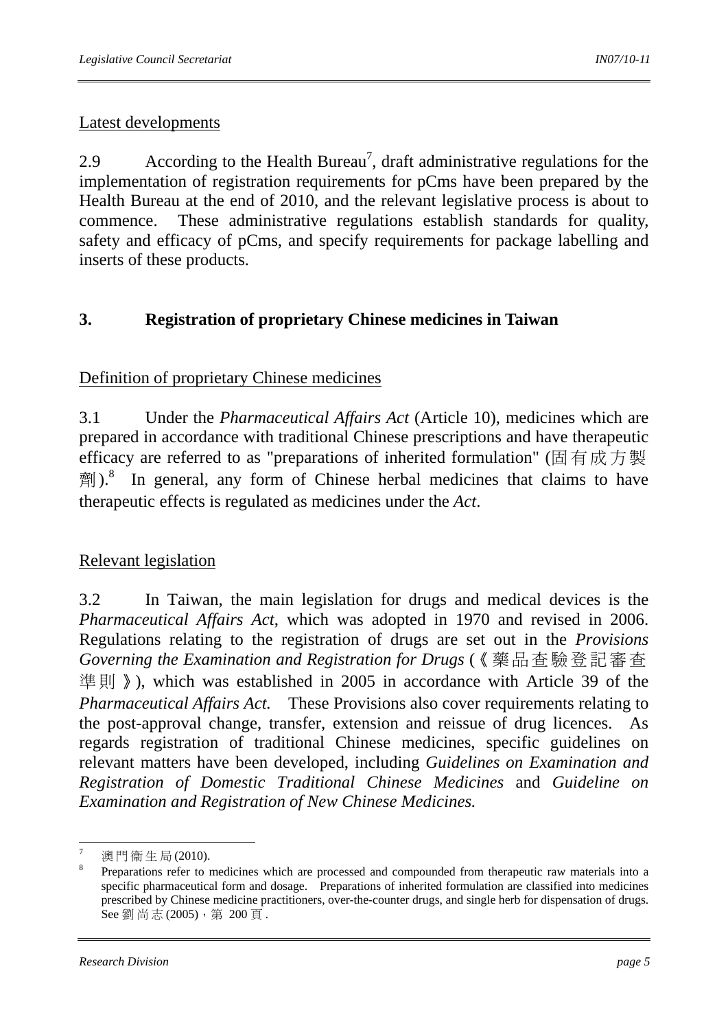Latest developments

2.9 According to the Health Bureau[7], draft administrative regulations for the implementation of registration requirements for pCms have been prepared by the Health Bureau at the end of 2010, and the relevant legislative process is about to commence. These administrative regulations establish standards for quality, safety and efficacy of pCms, and specify requirements for package labelling and inserts of these products.

## 3. Registration of proprietary Chinese medicines in Taiwan

Definition of proprietary Chinese medicines

3.1 Under the *Pharmaceutical Affairs Act* (Article 10), medicines which are prepared in accordance with traditional Chinese prescriptions and have therapeutic efficacy are referred to as "preparations of inherited formulation" (固有成方製劑).[8] In general, any form of Chinese herbal medicines that claims to have therapeutic effects is regulated as medicines under the *Act*.

Relevant legislation

3.2 In Taiwan, the main legislation for drugs and medical devices is the *Pharmaceutical Affairs Act*, which was adopted in 1970 and revised in 2006. Regulations relating to the registration of drugs are set out in the *Provisions Governing the Examination and Registration for Drugs* (《藥品查驗登記審查準則》), which was established in 2005 in accordance with Article 39 of the *Pharmaceutical Affairs Act.* These Provisions also cover requirements relating to the post-approval change, transfer, extension and reissue of drug licences. As regards registration of traditional Chinese medicines, specific guidelines on relevant matters have been developed, including *Guidelines on Examination and Registration of Domestic Traditional Chinese Medicines* and *Guideline on Examination and Registration of New Chinese Medicines.*

---

7 澳門衛生局 (2010).

8 Preparations refer to medicines which are processed and compounded from therapeutic raw materials into a specific pharmaceutical form and dosage. Preparations of inherited formulation are classified into medicines prescribed by Chinese medicine practitioners, over-the-counter drugs, and single herb for dispensation of drugs. See 劉尚志 (2005)，第 200 頁.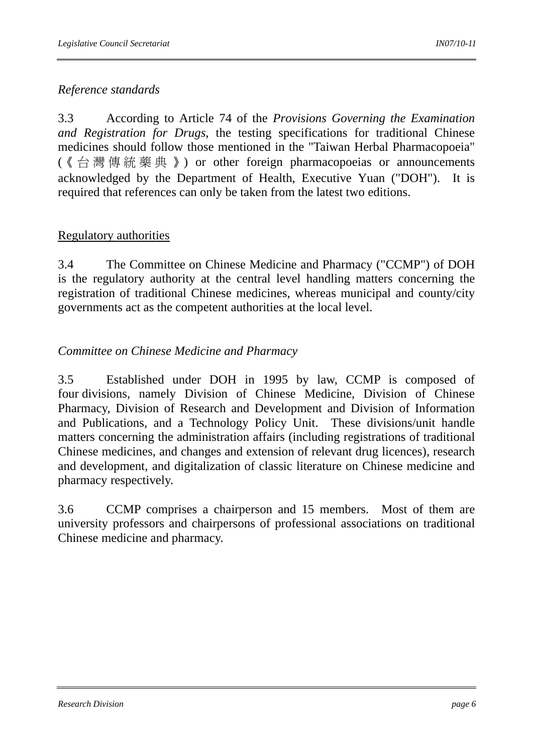*Reference standards*

3.3 According to Article 74 of the *Provisions Governing the Examination and Registration for Drugs*, the testing specifications for traditional Chinese medicines should follow those mentioned in the "Taiwan Herbal Pharmacopoeia" (《台灣傳統藥典》) or other foreign pharmacopoeias or announcements acknowledged by the Department of Health, Executive Yuan ("DOH"). It is required that references can only be taken from the latest two editions.

Regulatory authorities

3.4 The Committee on Chinese Medicine and Pharmacy ("CCMP") of DOH is the regulatory authority at the central level handling matters concerning the registration of traditional Chinese medicines, whereas municipal and county/city governments act as the competent authorities at the local level.

*Committee on Chinese Medicine and Pharmacy*

3.5 Established under DOH in 1995 by law, CCMP is composed of four divisions, namely Division of Chinese Medicine, Division of Chinese Pharmacy, Division of Research and Development and Division of Information and Publications, and a Technology Policy Unit. These divisions/unit handle matters concerning the administration affairs (including registrations of traditional Chinese medicines, and changes and extension of relevant drug licences), research and development, and digitalization of classic literature on Chinese medicine and pharmacy respectively.

3.6 CCMP comprises a chairperson and 15 members. Most of them are university professors and chairpersons of professional associations on traditional Chinese medicine and pharmacy.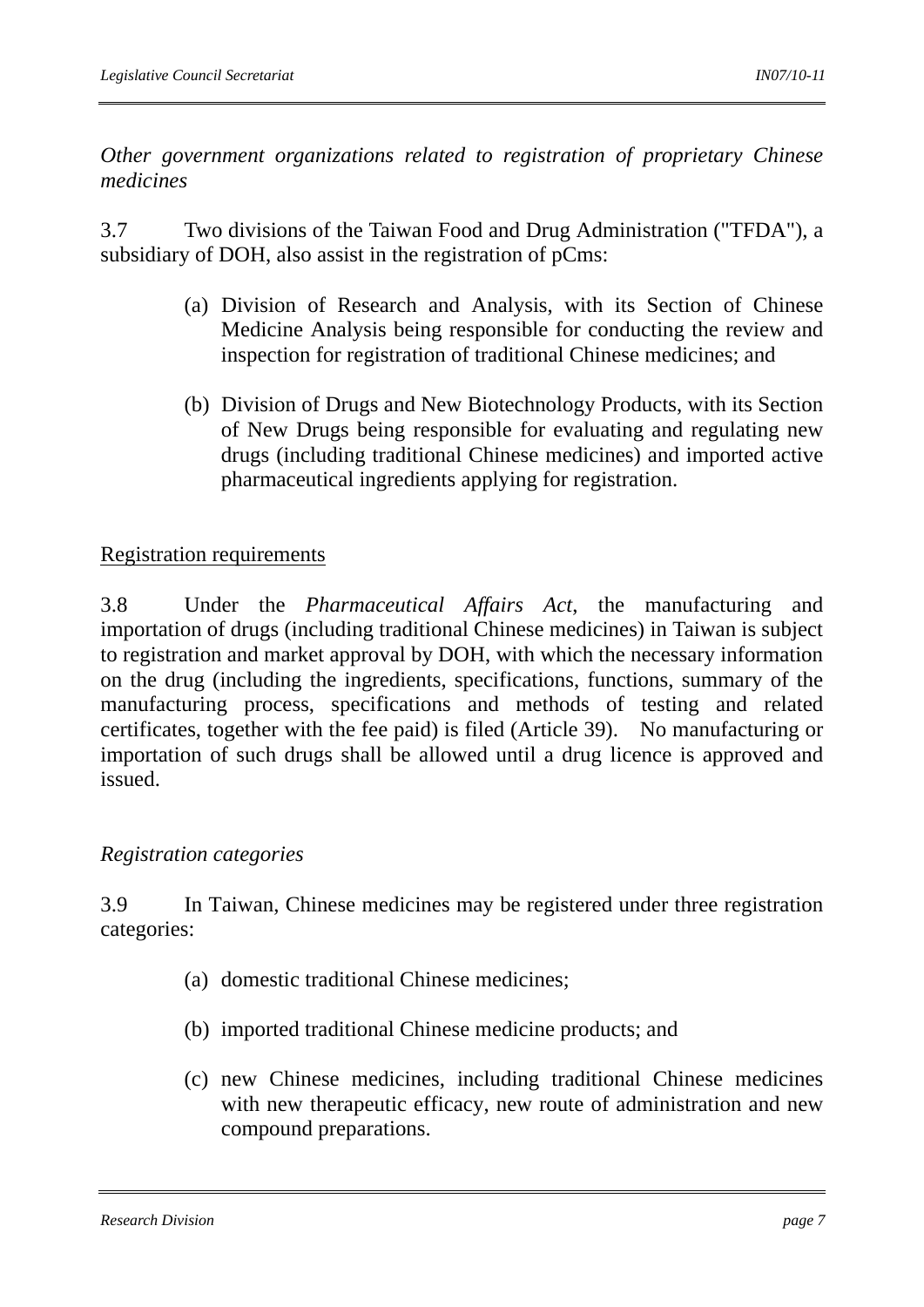*Other government organizations related to registration of proprietary Chinese medicines*

3.7 Two divisions of the Taiwan Food and Drug Administration ("TFDA"), a subsidiary of DOH, also assist in the registration of pCms:

(a) Division of Research and Analysis, with its Section of Chinese Medicine Analysis being responsible for conducting the review and inspection for registration of traditional Chinese medicines; and

(b) Division of Drugs and New Biotechnology Products, with its Section of New Drugs being responsible for evaluating and regulating new drugs (including traditional Chinese medicines) and imported active pharmaceutical ingredients applying for registration.

## Registration requirements

3.8 Under the *Pharmaceutical Affairs Act*, the manufacturing and importation of drugs (including traditional Chinese medicines) in Taiwan is subject to registration and market approval by DOH, with which the necessary information on the drug (including the ingredients, specifications, functions, summary of the manufacturing process, specifications and methods of testing and related certificates, together with the fee paid) is filed (Article 39). No manufacturing or importation of such drugs shall be allowed until a drug licence is approved and issued.

*Registration categories*

3.9 In Taiwan, Chinese medicines may be registered under three registration categories:

(a) domestic traditional Chinese medicines;

(b) imported traditional Chinese medicine products; and

(c) new Chinese medicines, including traditional Chinese medicines with new therapeutic efficacy, new route of administration and new compound preparations.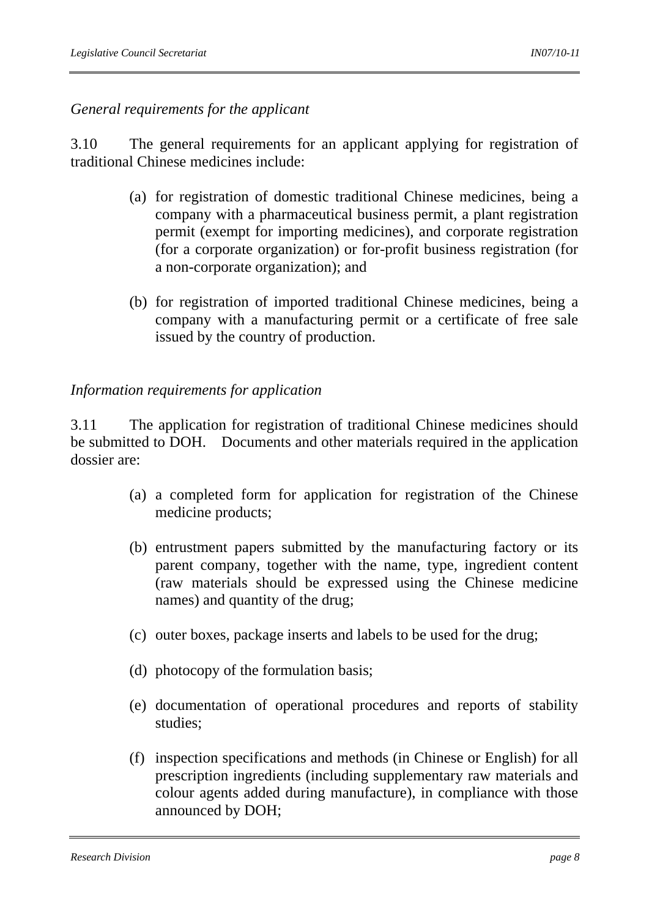*General requirements for the applicant*

3.10 The general requirements for an applicant applying for registration of traditional Chinese medicines include:

(a) for registration of domestic traditional Chinese medicines, being a company with a pharmaceutical business permit, a plant registration permit (exempt for importing medicines), and corporate registration (for a corporate organization) or for-profit business registration (for a non-corporate organization); and

(b) for registration of imported traditional Chinese medicines, being a company with a manufacturing permit or a certificate of free sale issued by the country of production.

*Information requirements for application*

3.11 The application for registration of traditional Chinese medicines should be submitted to DOH. Documents and other materials required in the application dossier are:

(a) a completed form for application for registration of the Chinese medicine products;

(b) entrustment papers submitted by the manufacturing factory or its parent company, together with the name, type, ingredient content (raw materials should be expressed using the Chinese medicine names) and quantity of the drug;

(c) outer boxes, package inserts and labels to be used for the drug;

(d) photocopy of the formulation basis;

(e) documentation of operational procedures and reports of stability studies;

(f) inspection specifications and methods (in Chinese or English) for all prescription ingredients (including supplementary raw materials and colour agents added during manufacture), in compliance with those announced by DOH;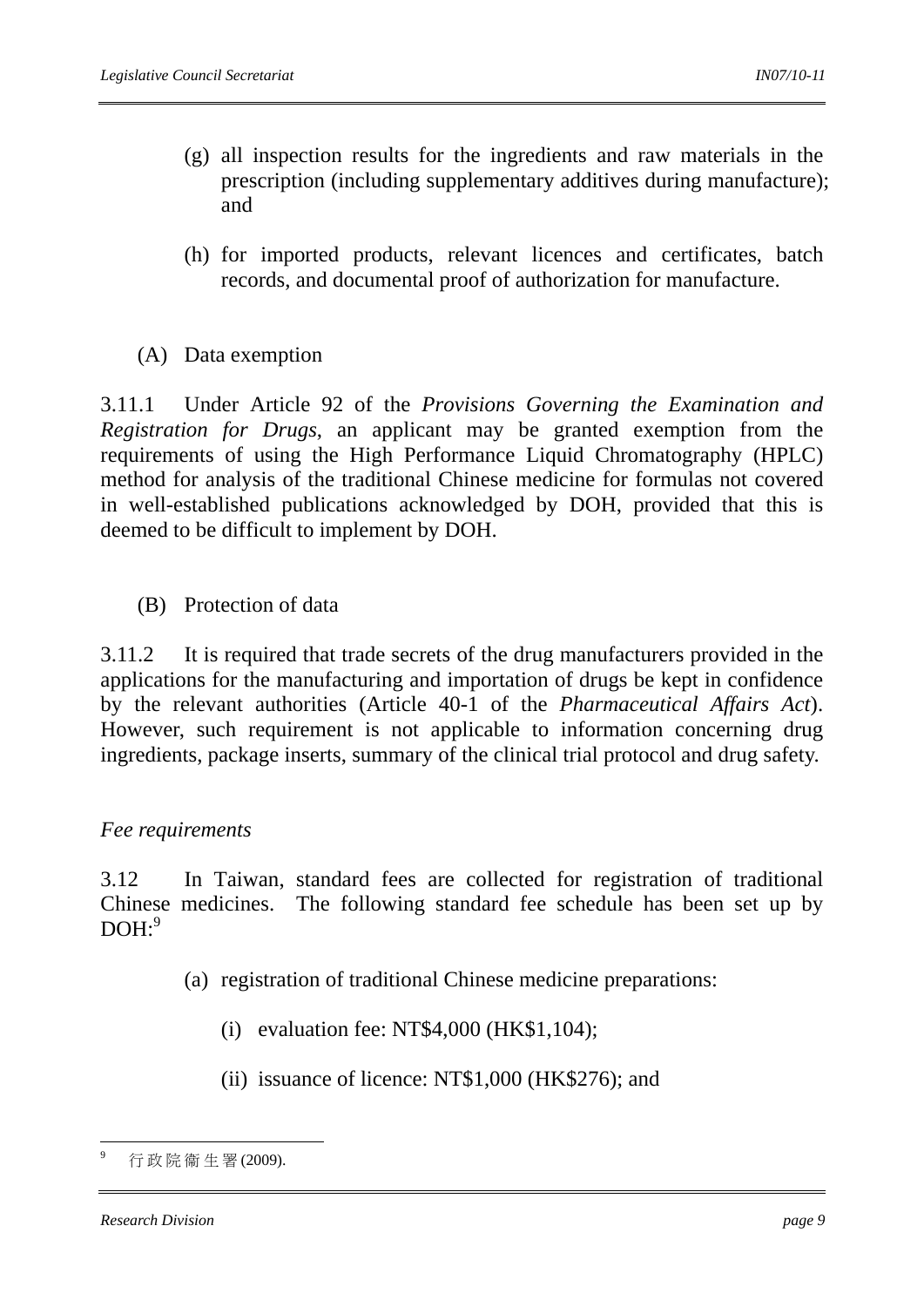(g) all inspection results for the ingredients and raw materials in the prescription (including supplementary additives during manufacture); and

(h) for imported products, relevant licences and certificates, batch records, and documental proof of authorization for manufacture.

(A) Data exemption

3.11.1 Under Article 92 of the *Provisions Governing the Examination and Registration for Drugs*, an applicant may be granted exemption from the requirements of using the High Performance Liquid Chromatography (HPLC) method for analysis of the traditional Chinese medicine for formulas not covered in well-established publications acknowledged by DOH, provided that this is deemed to be difficult to implement by DOH.

(B) Protection of data

3.11.2 It is required that trade secrets of the drug manufacturers provided in the applications for the manufacturing and importation of drugs be kept in confidence by the relevant authorities (Article 40-1 of the *Pharmaceutical Affairs Act*). However, such requirement is not applicable to information concerning drug ingredients, package inserts, summary of the clinical trial protocol and drug safety.

*Fee requirements*

3.12 In Taiwan, standard fees are collected for registration of traditional Chinese medicines. The following standard fee schedule has been set up by DOH:[9]

(a) registration of traditional Chinese medicine preparations:

(i) evaluation fee: NT$4,000 (HK$1,104);

(ii) issuance of licence: NT$1,000 (HK$276); and

---

[9] 行政院衛生署 (2009).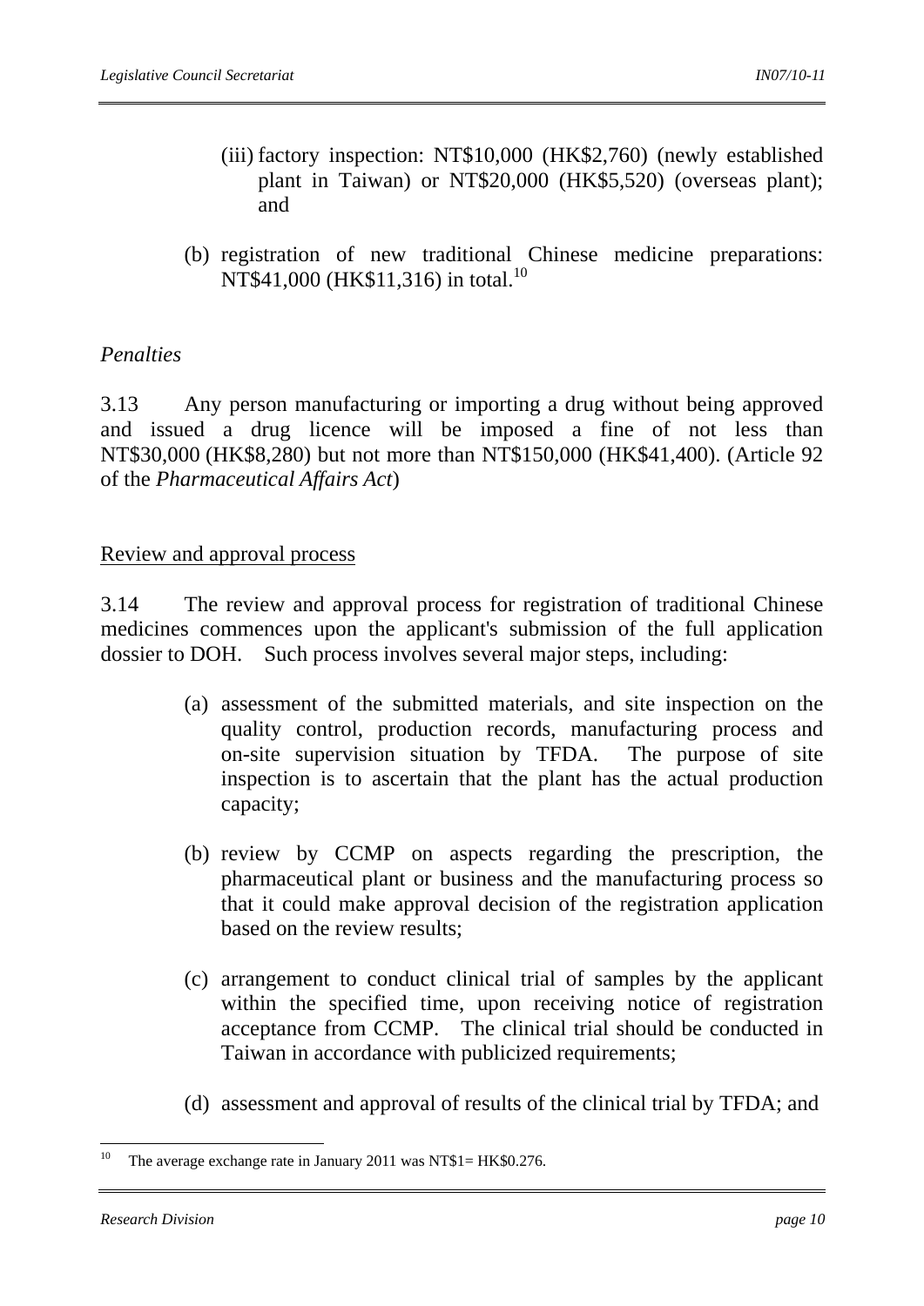(iii) factory inspection: NT$10,000 (HK$2,760) (newly established plant in Taiwan) or NT$20,000 (HK$5,520) (overseas plant); and

(b) registration of new traditional Chinese medicine preparations: NT$41,000 (HK$11,316) in total.[10]

*Penalties*

3.13 Any person manufacturing or importing a drug without being approved and issued a drug licence will be imposed a fine of not less than NT$30,000 (HK$8,280) but not more than NT$150,000 (HK$41,400). (Article 92 of the *Pharmaceutical Affairs Act*)

<u>Review and approval process</u>

3.14 The review and approval process for registration of traditional Chinese medicines commences upon the applicant's submission of the full application dossier to DOH. Such process involves several major steps, including:

(a) assessment of the submitted materials, and site inspection on the quality control, production records, manufacturing process and on-site supervision situation by TFDA. The purpose of site inspection is to ascertain that the plant has the actual production capacity;

(b) review by CCMP on aspects regarding the prescription, the pharmaceutical plant or business and the manufacturing process so that it could make approval decision of the registration application based on the review results;

(c) arrangement to conduct clinical trial of samples by the applicant within the specified time, upon receiving notice of registration acceptance from CCMP. The clinical trial should be conducted in Taiwan in accordance with publicized requirements;

(d) assessment and approval of results of the clinical trial by TFDA; and

---

[10] The average exchange rate in January 2011 was NT$1= HK$0.276.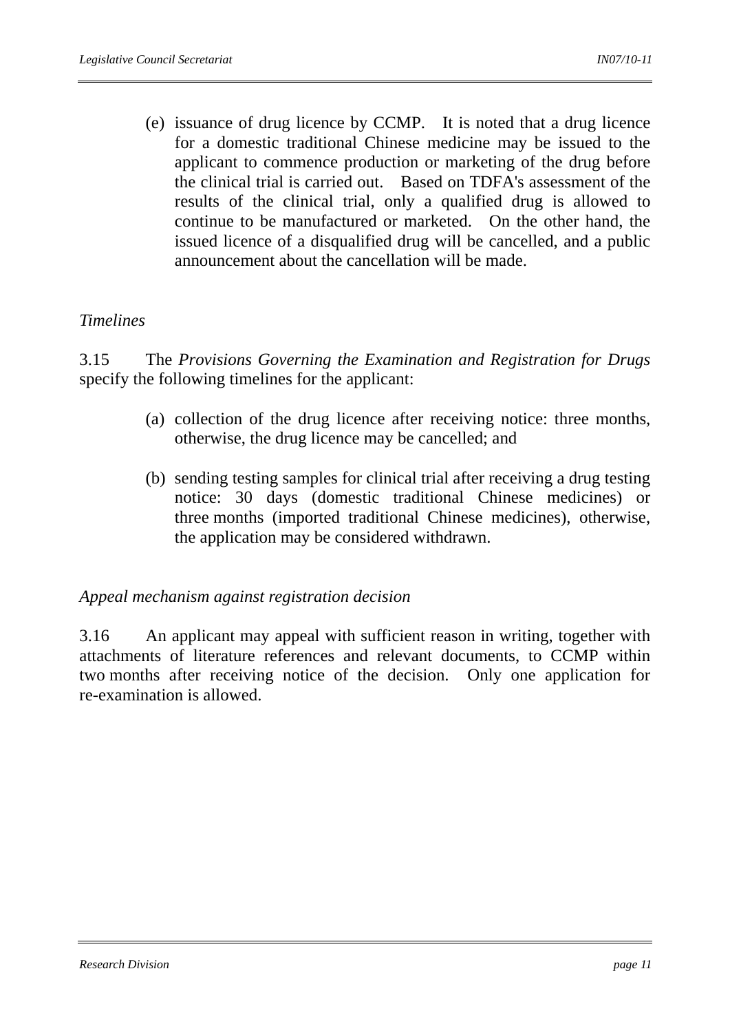(e) issuance of drug licence by CCMP. It is noted that a drug licence for a domestic traditional Chinese medicine may be issued to the applicant to commence production or marketing of the drug before the clinical trial is carried out. Based on TDFA's assessment of the results of the clinical trial, only a qualified drug is allowed to continue to be manufactured or marketed. On the other hand, the issued licence of a disqualified drug will be cancelled, and a public announcement about the cancellation will be made.

*Timelines*

3.15 The *Provisions Governing the Examination and Registration for Drugs* specify the following timelines for the applicant:

(a) collection of the drug licence after receiving notice: three months, otherwise, the drug licence may be cancelled; and

(b) sending testing samples for clinical trial after receiving a drug testing notice: 30 days (domestic traditional Chinese medicines) or three months (imported traditional Chinese medicines), otherwise, the application may be considered withdrawn.

*Appeal mechanism against registration decision*

3.16 An applicant may appeal with sufficient reason in writing, together with attachments of literature references and relevant documents, to CCMP within two months after receiving notice of the decision. Only one application for re-examination is allowed.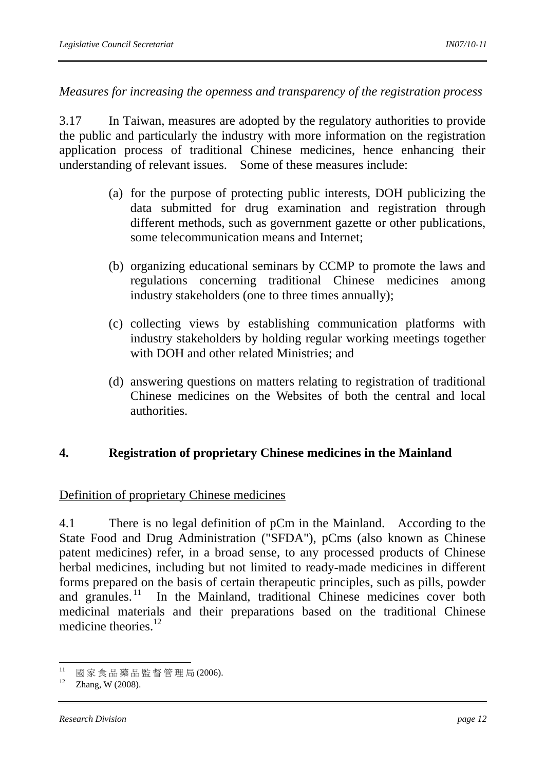*Measures for increasing the openness and transparency of the registration process*

3.17 In Taiwan, measures are adopted by the regulatory authorities to provide the public and particularly the industry with more information on the registration application process of traditional Chinese medicines, hence enhancing their understanding of relevant issues. Some of these measures include:

(a) for the purpose of protecting public interests, DOH publicizing the data submitted for drug examination and registration through different methods, such as government gazette or other publications, some telecommunication means and Internet;

(b) organizing educational seminars by CCMP to promote the laws and regulations concerning traditional Chinese medicines among industry stakeholders (one to three times annually);

(c) collecting views by establishing communication platforms with industry stakeholders by holding regular working meetings together with DOH and other related Ministries; and

(d) answering questions on matters relating to registration of traditional Chinese medicines on the Websites of both the central and local authorities.

## 4. Registration of proprietary Chinese medicines in the Mainland

Definition of proprietary Chinese medicines

4.1 There is no legal definition of pCm in the Mainland. According to the State Food and Drug Administration ("SFDA"), pCms (also known as Chinese patent medicines) refer, in a broad sense, to any processed products of Chinese herbal medicines, including but not limited to ready-made medicines in different forms prepared on the basis of certain therapeutic principles, such as pills, powder and granules.[11] In the Mainland, traditional Chinese medicines cover both medicinal materials and their preparations based on the traditional Chinese medicine theories.[12]

---

[11] 國家食品藥品監督管理局 (2006).

[12] Zhang, W (2008).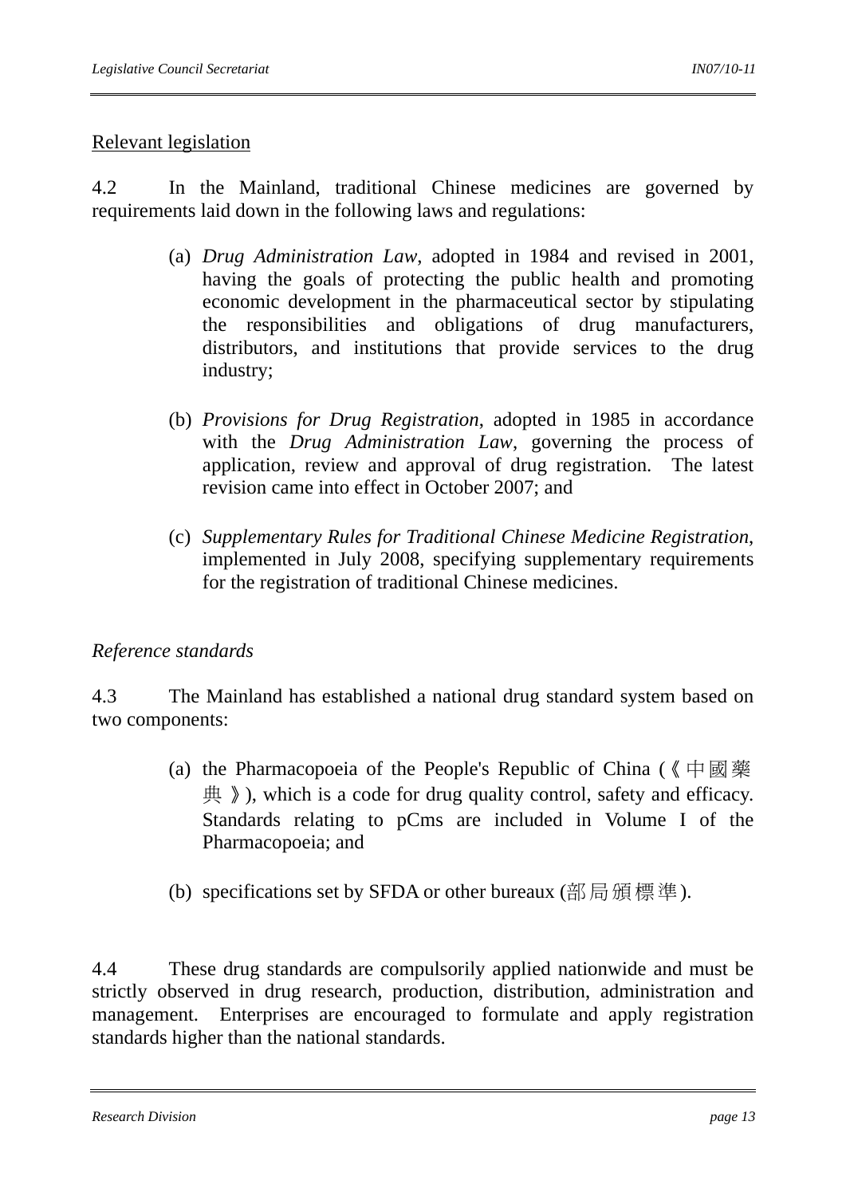Relevant legislation

4.2 In the Mainland, traditional Chinese medicines are governed by requirements laid down in the following laws and regulations:

(a) *Drug Administration Law*, adopted in 1984 and revised in 2001, having the goals of protecting the public health and promoting economic development in the pharmaceutical sector by stipulating the responsibilities and obligations of drug manufacturers, distributors, and institutions that provide services to the drug industry;

(b) *Provisions for Drug Registration*, adopted in 1985 in accordance with the *Drug Administration Law*, governing the process of application, review and approval of drug registration. The latest revision came into effect in October 2007; and

(c) *Supplementary Rules for Traditional Chinese Medicine Registration*, implemented in July 2008, specifying supplementary requirements for the registration of traditional Chinese medicines.

*Reference standards*

4.3 The Mainland has established a national drug standard system based on two components:

(a) the Pharmacopoeia of the People's Republic of China (《中國藥典》), which is a code for drug quality control, safety and efficacy. Standards relating to pCms are included in Volume I of the Pharmacopoeia; and

(b) specifications set by SFDA or other bureaux (部局頒標準).

4.4 These drug standards are compulsorily applied nationwide and must be strictly observed in drug research, production, distribution, administration and management. Enterprises are encouraged to formulate and apply registration standards higher than the national standards.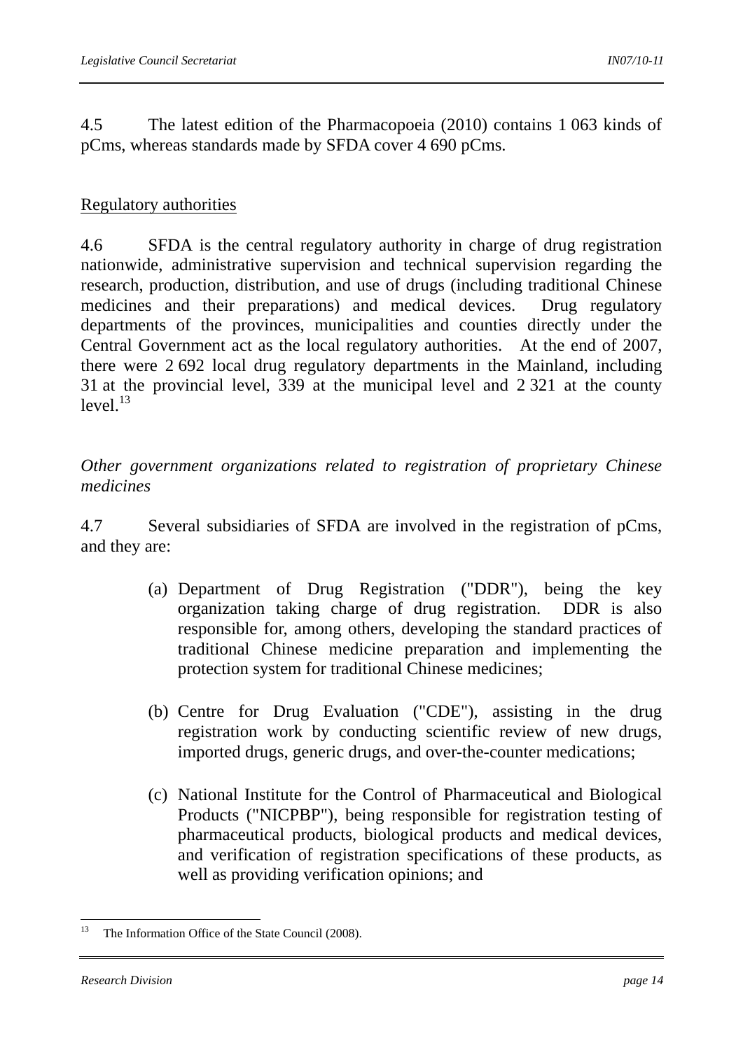4.5 The latest edition of the Pharmacopoeia (2010) contains 1 063 kinds of pCms, whereas standards made by SFDA cover 4 690 pCms.

## Regulatory authorities

4.6 SFDA is the central regulatory authority in charge of drug registration nationwide, administrative supervision and technical supervision regarding the research, production, distribution, and use of drugs (including traditional Chinese medicines and their preparations) and medical devices. Drug regulatory departments of the provinces, municipalities and counties directly under the Central Government act as the local regulatory authorities. At the end of 2007, there were 2 692 local drug regulatory departments in the Mainland, including 31 at the provincial level, 339 at the municipal level and 2 321 at the county level.[13]

### *Other government organizations related to registration of proprietary Chinese medicines*

4.7 Several subsidiaries of SFDA are involved in the registration of pCms, and they are:

(a) Department of Drug Registration ("DDR"), being the key organization taking charge of drug registration. DDR is also responsible for, among others, developing the standard practices of traditional Chinese medicine preparation and implementing the protection system for traditional Chinese medicines;

(b) Centre for Drug Evaluation ("CDE"), assisting in the drug registration work by conducting scientific review of new drugs, imported drugs, generic drugs, and over-the-counter medications;

(c) National Institute for the Control of Pharmaceutical and Biological Products ("NICPBP"), being responsible for registration testing of pharmaceutical products, biological products and medical devices, and verification of registration specifications of these products, as well as providing verification opinions; and

---

[13] The Information Office of the State Council (2008).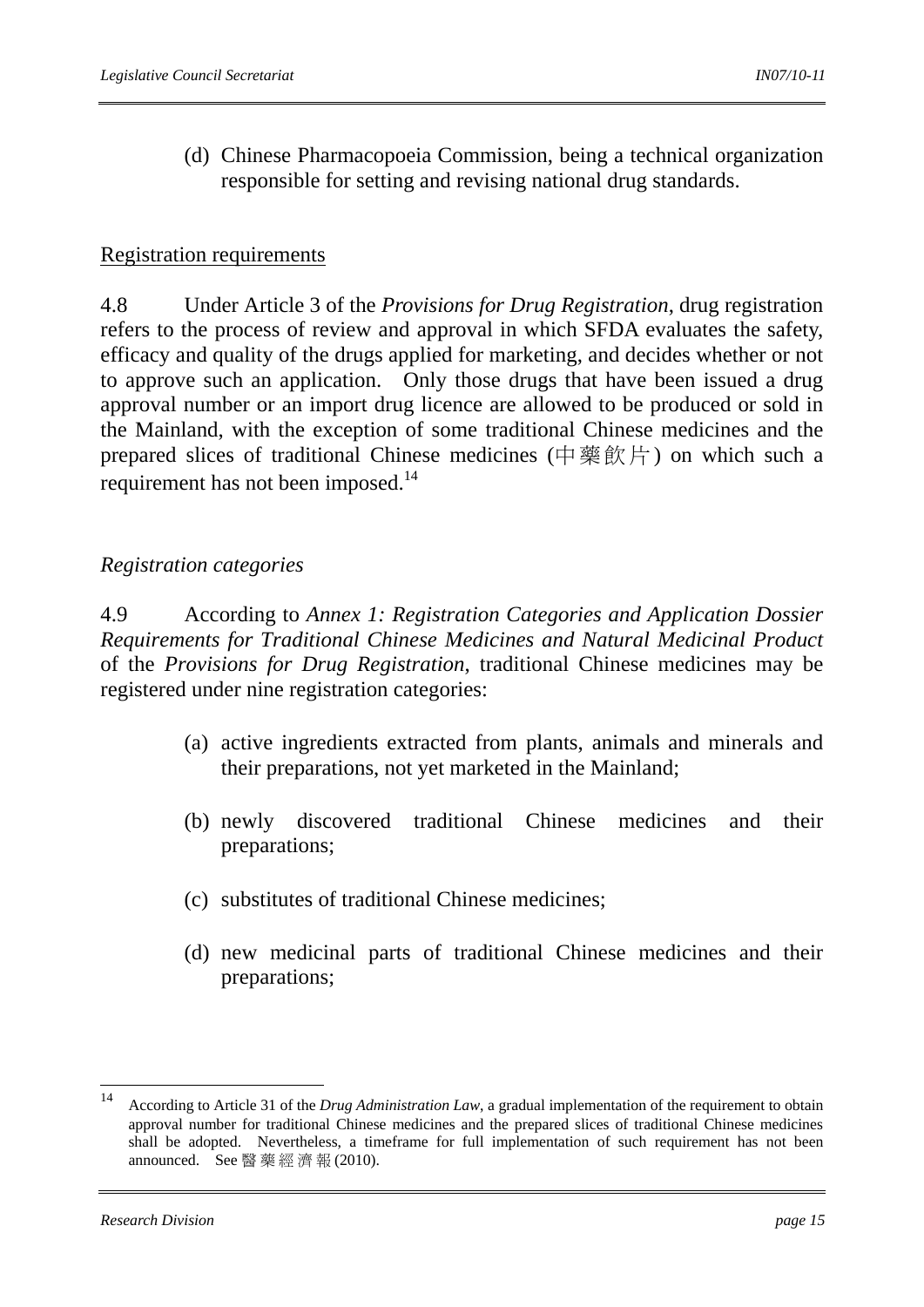(d) Chinese Pharmacopoeia Commission, being a technical organization responsible for setting and revising national drug standards.

Registration requirements

4.8 Under Article 3 of the *Provisions for Drug Registration*, drug registration refers to the process of review and approval in which SFDA evaluates the safety, efficacy and quality of the drugs applied for marketing, and decides whether or not to approve such an application. Only those drugs that have been issued a drug approval number or an import drug licence are allowed to be produced or sold in the Mainland, with the exception of some traditional Chinese medicines and the prepared slices of traditional Chinese medicines (中藥飲片) on which such a requirement has not been imposed.[14]

*Registration categories*

4.9 According to *Annex 1: Registration Categories and Application Dossier Requirements for Traditional Chinese Medicines and Natural Medicinal Product* of the *Provisions for Drug Registration*, traditional Chinese medicines may be registered under nine registration categories:

(a) active ingredients extracted from plants, animals and minerals and their preparations, not yet marketed in the Mainland;

(b) newly discovered traditional Chinese medicines and their preparations;

(c) substitutes of traditional Chinese medicines;

(d) new medicinal parts of traditional Chinese medicines and their preparations;

---

[14] According to Article 31 of the *Drug Administration Law*, a gradual implementation of the requirement to obtain approval number for traditional Chinese medicines and the prepared slices of traditional Chinese medicines shall be adopted. Nevertheless, a timeframe for full implementation of such requirement has not been announced. See 醫藥經濟報 (2010).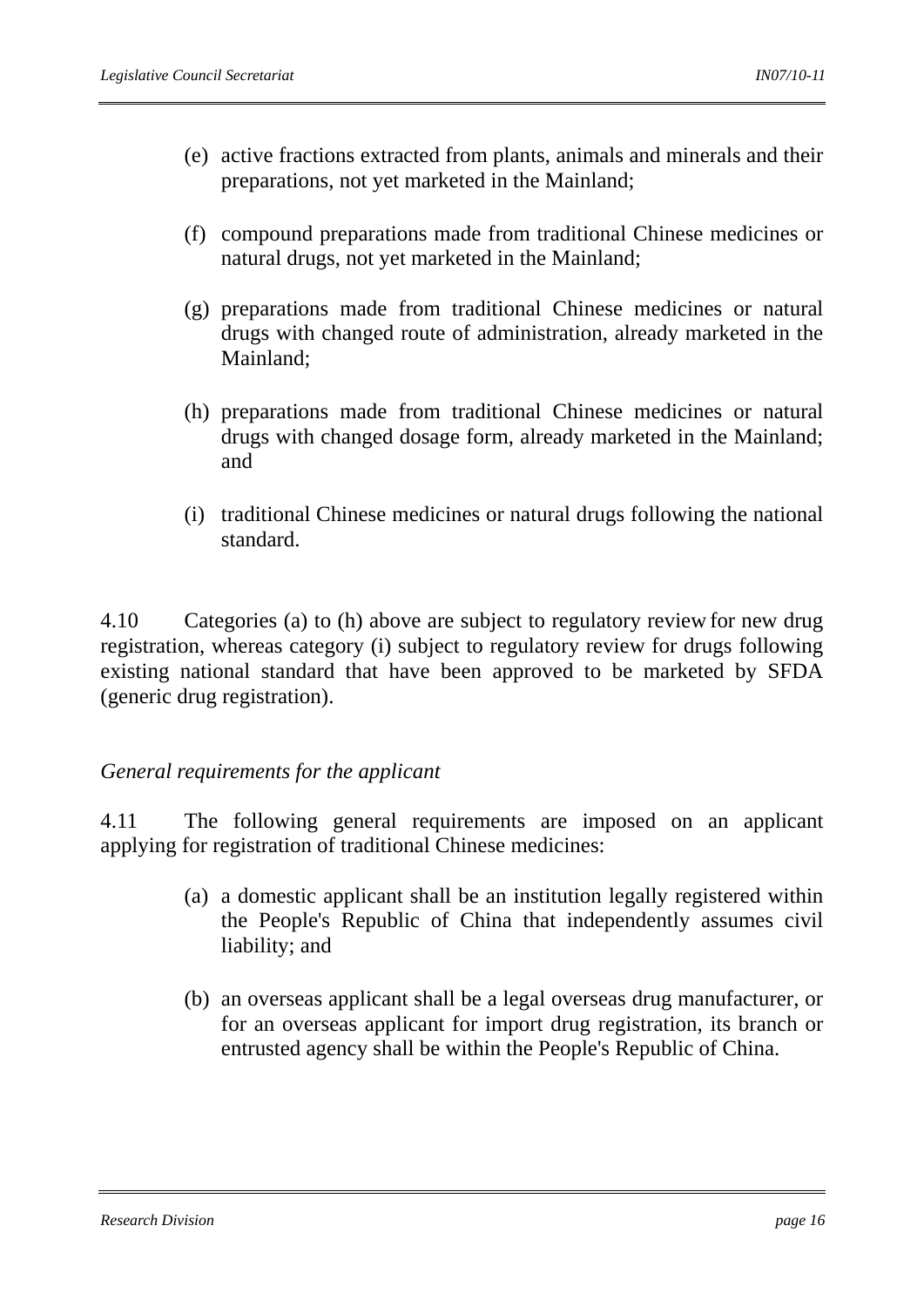(e) active fractions extracted from plants, animals and minerals and their preparations, not yet marketed in the Mainland;

(f) compound preparations made from traditional Chinese medicines or natural drugs, not yet marketed in the Mainland;

(g) preparations made from traditional Chinese medicines or natural drugs with changed route of administration, already marketed in the Mainland;

(h) preparations made from traditional Chinese medicines or natural drugs with changed dosage form, already marketed in the Mainland; and

(i) traditional Chinese medicines or natural drugs following the national standard.

4.10 Categories (a) to (h) above are subject to regulatory review for new drug registration, whereas category (i) subject to regulatory review for drugs following existing national standard that have been approved to be marketed by SFDA (generic drug registration).

*General requirements for the applicant*

4.11 The following general requirements are imposed on an applicant applying for registration of traditional Chinese medicines:

(a) a domestic applicant shall be an institution legally registered within the People's Republic of China that independently assumes civil liability; and

(b) an overseas applicant shall be a legal overseas drug manufacturer, or for an overseas applicant for import drug registration, its branch or entrusted agency shall be within the People's Republic of China.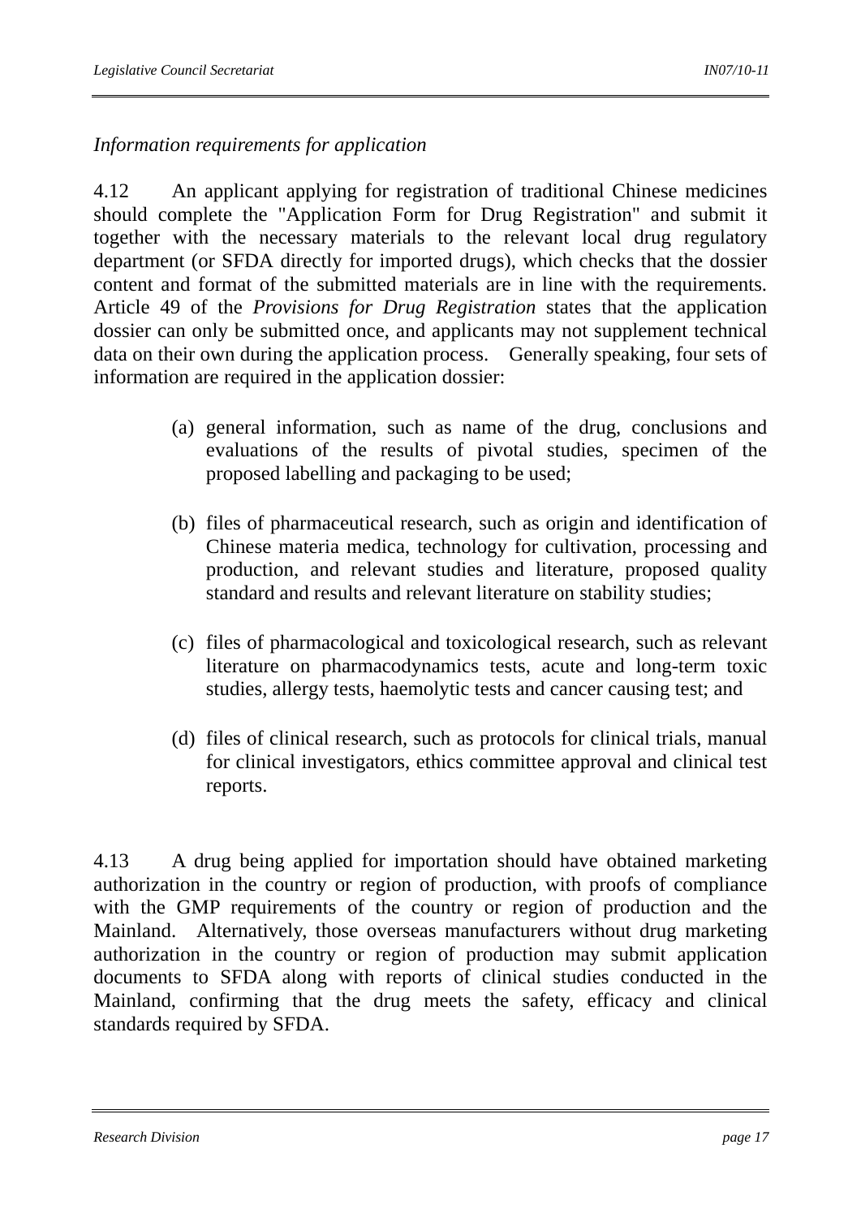*Information requirements for application*

4.12 An applicant applying for registration of traditional Chinese medicines should complete the "Application Form for Drug Registration" and submit it together with the necessary materials to the relevant local drug regulatory department (or SFDA directly for imported drugs), which checks that the dossier content and format of the submitted materials are in line with the requirements. Article 49 of the *Provisions for Drug Registration* states that the application dossier can only be submitted once, and applicants may not supplement technical data on their own during the application process. Generally speaking, four sets of information are required in the application dossier:

(a) general information, such as name of the drug, conclusions and evaluations of the results of pivotal studies, specimen of the proposed labelling and packaging to be used;

(b) files of pharmaceutical research, such as origin and identification of Chinese materia medica, technology for cultivation, processing and production, and relevant studies and literature, proposed quality standard and results and relevant literature on stability studies;

(c) files of pharmacological and toxicological research, such as relevant literature on pharmacodynamics tests, acute and long-term toxic studies, allergy tests, haemolytic tests and cancer causing test; and

(d) files of clinical research, such as protocols for clinical trials, manual for clinical investigators, ethics committee approval and clinical test reports.

4.13 A drug being applied for importation should have obtained marketing authorization in the country or region of production, with proofs of compliance with the GMP requirements of the country or region of production and the Mainland. Alternatively, those overseas manufacturers without drug marketing authorization in the country or region of production may submit application documents to SFDA along with reports of clinical studies conducted in the Mainland, confirming that the drug meets the safety, efficacy and clinical standards required by SFDA.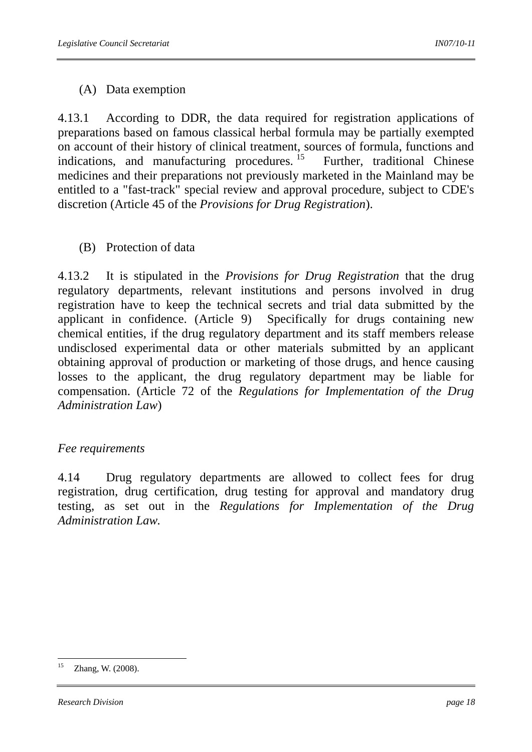(A) Data exemption

4.13.1 According to DDR, the data required for registration applications of preparations based on famous classical herbal formula may be partially exempted on account of their history of clinical treatment, sources of formula, functions and indications, and manufacturing procedures.[15] Further, traditional Chinese medicines and their preparations not previously marketed in the Mainland may be entitled to a "fast-track" special review and approval procedure, subject to CDE's discretion (Article 45 of the *Provisions for Drug Registration*).

(B) Protection of data

4.13.2 It is stipulated in the *Provisions for Drug Registration* that the drug regulatory departments, relevant institutions and persons involved in drug registration have to keep the technical secrets and trial data submitted by the applicant in confidence. (Article 9) Specifically for drugs containing new chemical entities, if the drug regulatory department and its staff members release undisclosed experimental data or other materials submitted by an applicant obtaining approval of production or marketing of those drugs, and hence causing losses to the applicant, the drug regulatory department may be liable for compensation. (Article 72 of the *Regulations for Implementation of the Drug Administration Law*)

*Fee requirements*

4.14 Drug regulatory departments are allowed to collect fees for drug registration, drug certification, drug testing for approval and mandatory drug testing, as set out in the *Regulations for Implementation of the Drug Administration Law.*

---

[15] Zhang, W. (2008).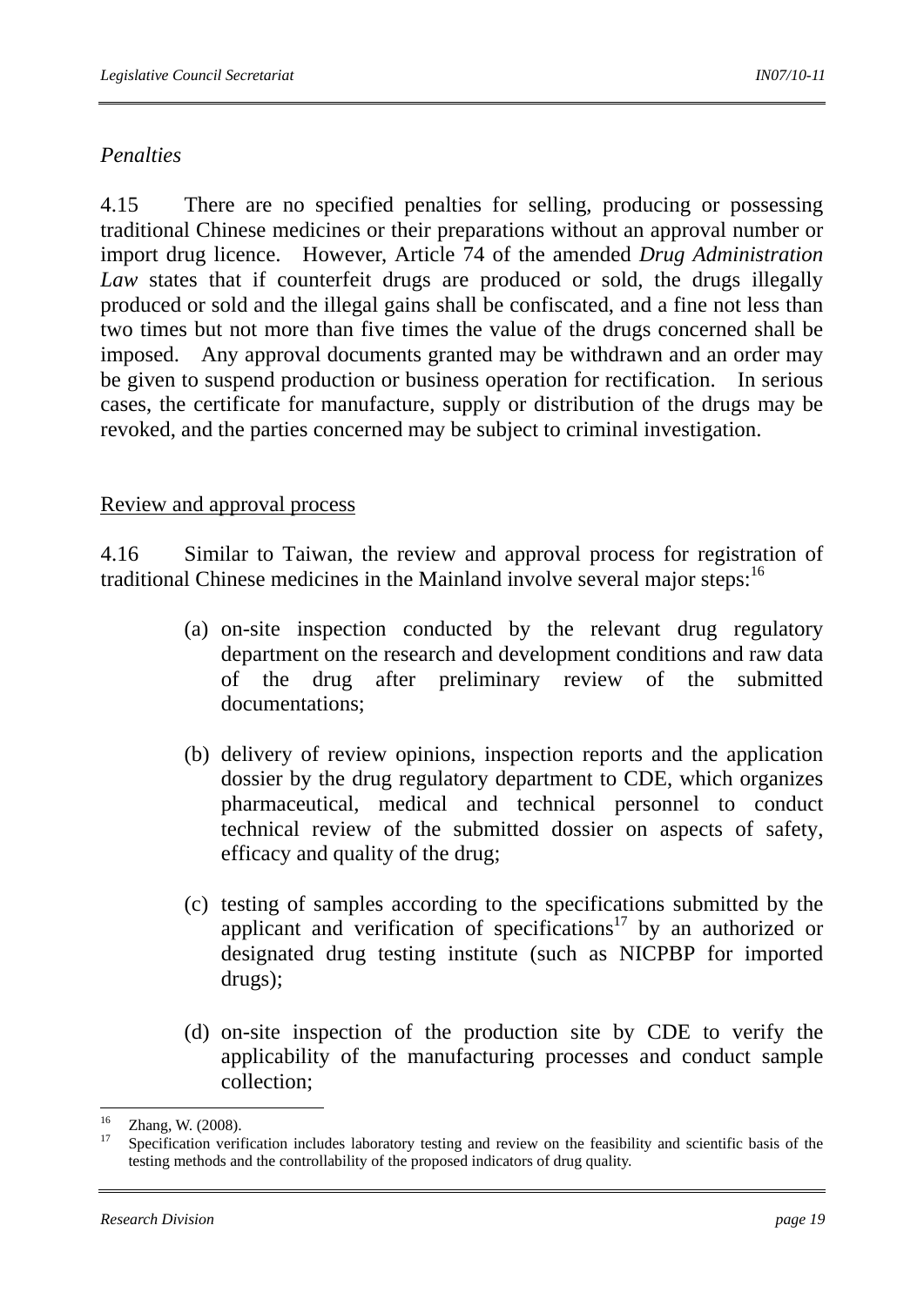*Penalties*

4.15 There are no specified penalties for selling, producing or possessing traditional Chinese medicines or their preparations without an approval number or import drug licence. However, Article 74 of the amended *Drug Administration Law* states that if counterfeit drugs are produced or sold, the drugs illegally produced or sold and the illegal gains shall be confiscated, and a fine not less than two times but not more than five times the value of the drugs concerned shall be imposed. Any approval documents granted may be withdrawn and an order may be given to suspend production or business operation for rectification. In serious cases, the certificate for manufacture, supply or distribution of the drugs may be revoked, and the parties concerned may be subject to criminal investigation.

Review and approval process

4.16 Similar to Taiwan, the review and approval process for registration of traditional Chinese medicines in the Mainland involve several major steps:[16]

(a) on-site inspection conducted by the relevant drug regulatory department on the research and development conditions and raw data of the drug after preliminary review of the submitted documentations;

(b) delivery of review opinions, inspection reports and the application dossier by the drug regulatory department to CDE, which organizes pharmaceutical, medical and technical personnel to conduct technical review of the submitted dossier on aspects of safety, efficacy and quality of the drug;

(c) testing of samples according to the specifications submitted by the applicant and verification of specifications[17] by an authorized or designated drug testing institute (such as NICPBP for imported drugs);

(d) on-site inspection of the production site by CDE to verify the applicability of the manufacturing processes and conduct sample collection;

---

[16] Zhang, W. (2008).

[17] Specification verification includes laboratory testing and review on the feasibility and scientific basis of the testing methods and the controllability of the proposed indicators of drug quality.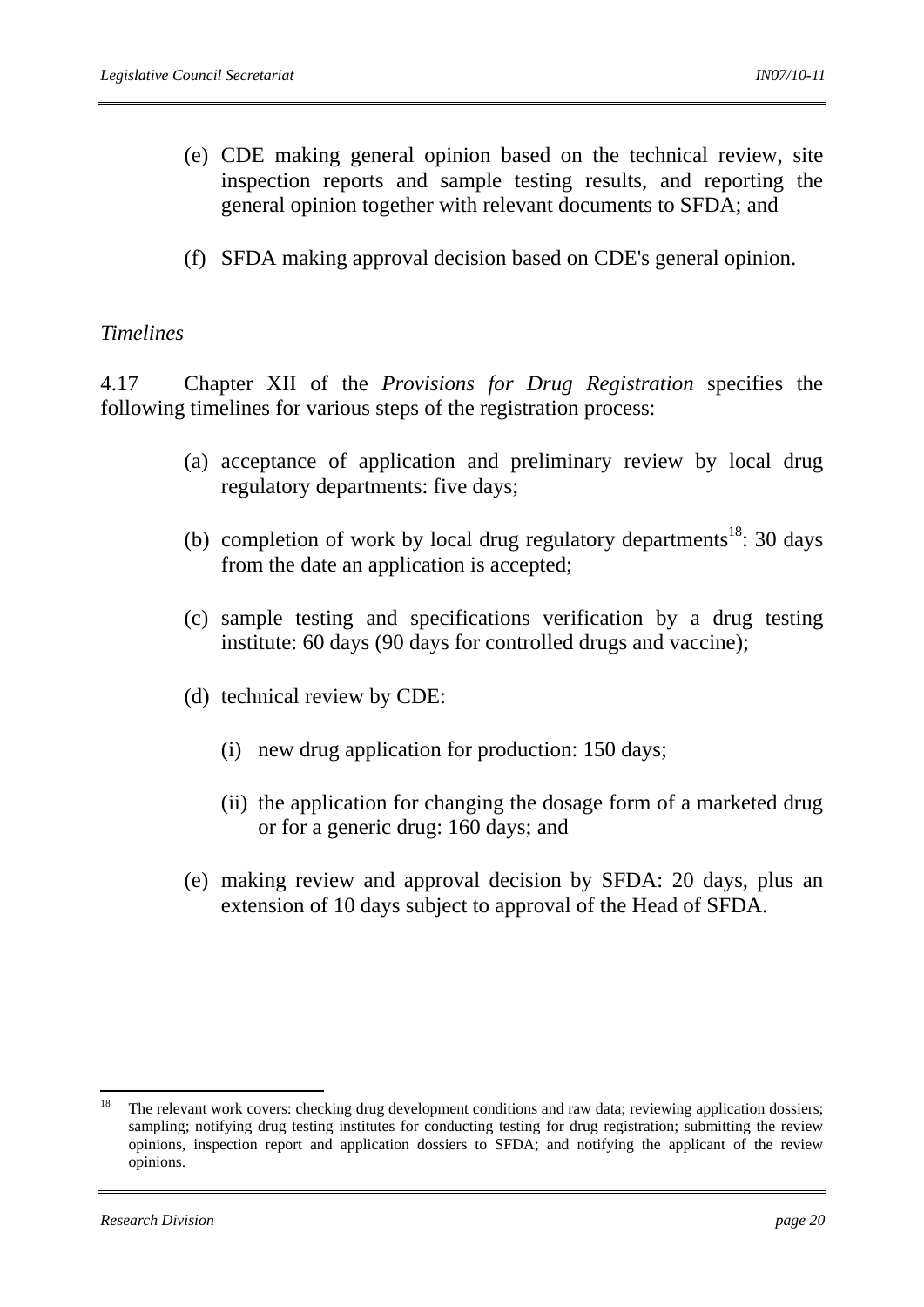(e) CDE making general opinion based on the technical review, site inspection reports and sample testing results, and reporting the general opinion together with relevant documents to SFDA; and

(f) SFDA making approval decision based on CDE's general opinion.

*Timelines*

4.17 Chapter XII of the *Provisions for Drug Registration* specifies the following timelines for various steps of the registration process:

(a) acceptance of application and preliminary review by local drug regulatory departments: five days;

(b) completion of work by local drug regulatory departments[18]: 30 days from the date an application is accepted;

(c) sample testing and specifications verification by a drug testing institute: 60 days (90 days for controlled drugs and vaccine);

(d) technical review by CDE:

  (i) new drug application for production: 150 days;

  (ii) the application for changing the dosage form of a marketed drug or for a generic drug: 160 days; and

(e) making review and approval decision by SFDA: 20 days, plus an extension of 10 days subject to approval of the Head of SFDA.

---

[18] The relevant work covers: checking drug development conditions and raw data; reviewing application dossiers; sampling; notifying drug testing institutes for conducting testing for drug registration; submitting the review opinions, inspection report and application dossiers to SFDA; and notifying the applicant of the review opinions.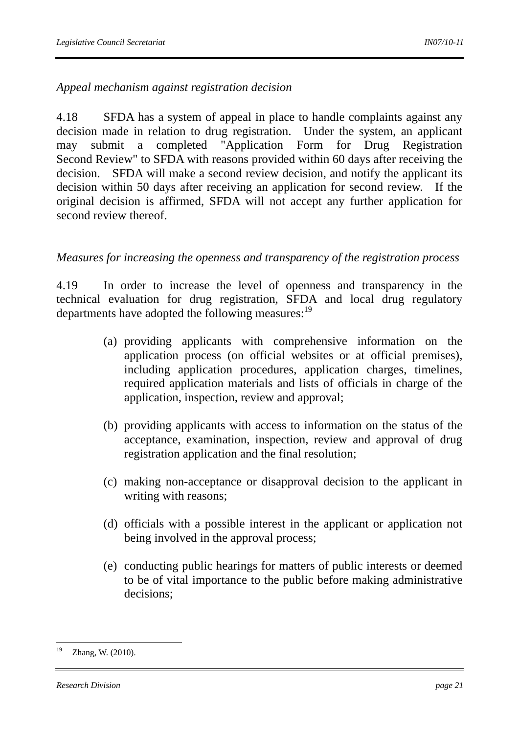*Appeal mechanism against registration decision*

4.18 SFDA has a system of appeal in place to handle complaints against any decision made in relation to drug registration. Under the system, an applicant may submit a completed "Application Form for Drug Registration Second Review" to SFDA with reasons provided within 60 days after receiving the decision. SFDA will make a second review decision, and notify the applicant its decision within 50 days after receiving an application for second review. If the original decision is affirmed, SFDA will not accept any further application for second review thereof.

*Measures for increasing the openness and transparency of the registration process*

4.19 In order to increase the level of openness and transparency in the technical evaluation for drug registration, SFDA and local drug regulatory departments have adopted the following measures:[19]

(a) providing applicants with comprehensive information on the application process (on official websites or at official premises), including application procedures, application charges, timelines, required application materials and lists of officials in charge of the application, inspection, review and approval;

(b) providing applicants with access to information on the status of the acceptance, examination, inspection, review and approval of drug registration application and the final resolution;

(c) making non-acceptance or disapproval decision to the applicant in writing with reasons;

(d) officials with a possible interest in the applicant or application not being involved in the approval process;

(e) conducting public hearings for matters of public interests or deemed to be of vital importance to the public before making administrative decisions;

---

[19] Zhang, W. (2010).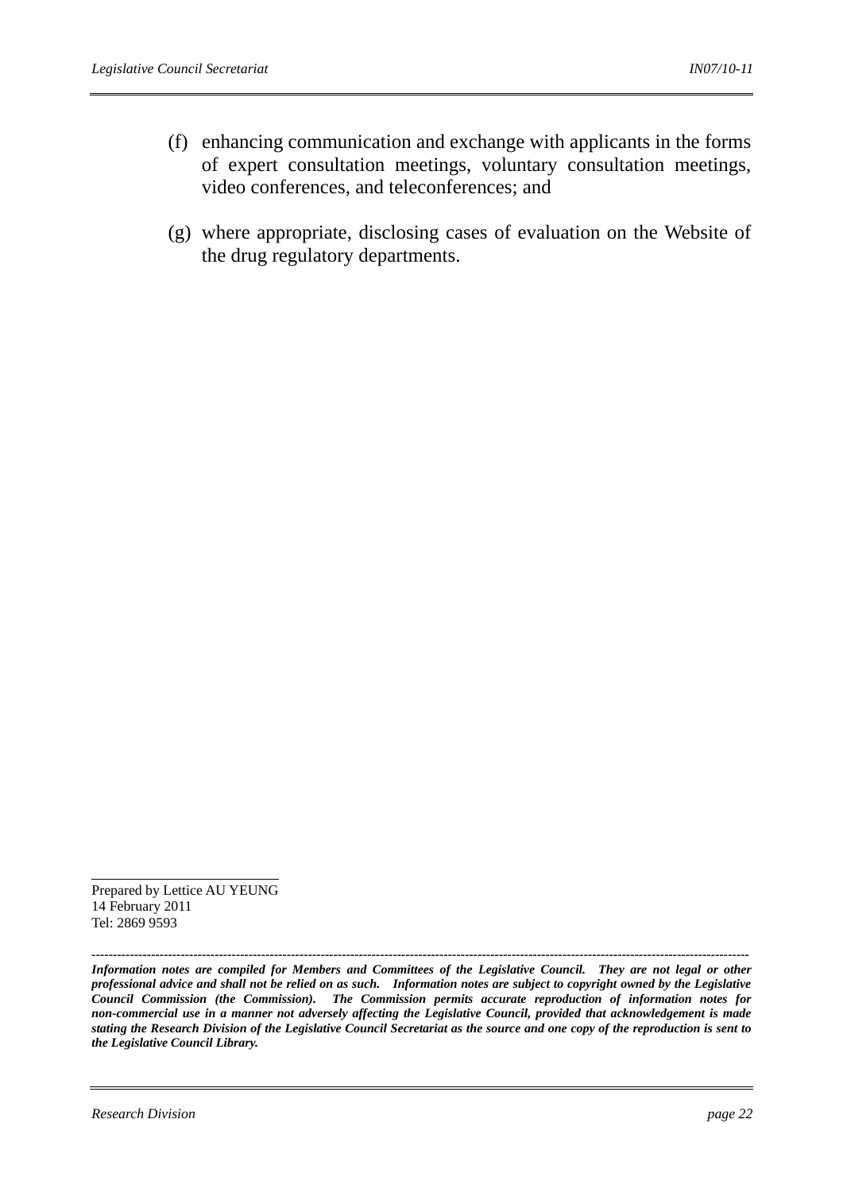(f) enhancing communication and exchange with applicants in the forms of expert consultation meetings, voluntary consultation meetings, video conferences, and teleconferences; and

(g) where appropriate, disclosing cases of evaluation on the Website of the drug regulatory departments.

---

Prepared by Lettice AU YEUNG
14 February 2011
Tel: 2869 9593

---

***Information notes are compiled for Members and Committees of the Legislative Council. They are not legal or other professional advice and shall not be relied on as such. Information notes are subject to copyright owned by the Legislative Council Commission (the Commission). The Commission permits accurate reproduction of information notes for non-commercial use in a manner not adversely affecting the Legislative Council, provided that acknowledgement is made stating the Research Division of the Legislative Council Secretariat as the source and one copy of the reproduction is sent to the Legislative Council Library.***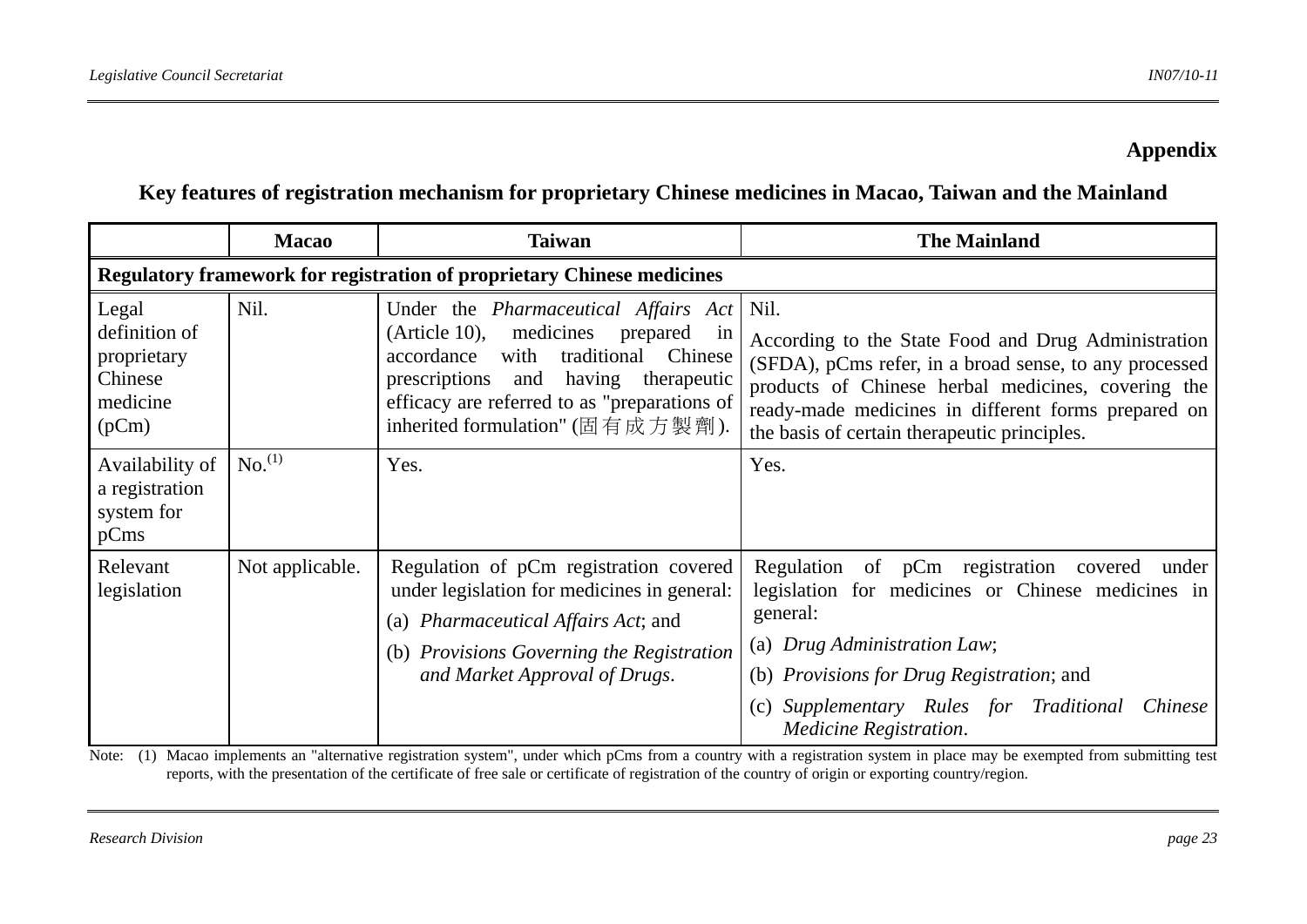# Appendix

## Key features of registration mechanism for proprietary Chinese medicines in Macao, Taiwan and the Mainland

| | Macao | Taiwan | The Mainland |
|---|---|---|---|
| **Regulatory framework for registration of proprietary Chinese medicines** | | | |
| Legal definition of proprietary Chinese medicine (pCm) | Nil. | Under the *Pharmaceutical Affairs Act* (Article 10), medicines prepared in accordance with traditional Chinese prescriptions and having therapeutic efficacy are referred to as "preparations of inherited formulation" (固有成方製劑). | Nil.<br><br>According to the State Food and Drug Administration (SFDA), pCms refer, in a broad sense, to any processed products of Chinese herbal medicines, covering the ready-made medicines in different forms prepared on the basis of certain therapeutic principles. |
| Availability of a registration system for pCms | No.[(1)] | Yes. | Yes. |
| Relevant legislation | Not applicable. | Regulation of pCm registration covered under legislation for medicines in general:<br>(a) *Pharmaceutical Affairs Act*; and<br>(b) *Provisions Governing the Registration and Market Approval of Drugs*. | Regulation of pCm registration covered under legislation for medicines or Chinese medicines in general:<br>(a) *Drug Administration Law*;<br>(b) *Provisions for Drug Registration*; and<br>(c) *Supplementary Rules for Traditional Chinese Medicine Registration*. |

Note: (1) Macao implements an "alternative registration system", under which pCms from a country with a registration system in place may be exempted from submitting test reports, with the presentation of the certificate of free sale or certificate of registration of the country of origin or exporting country/region.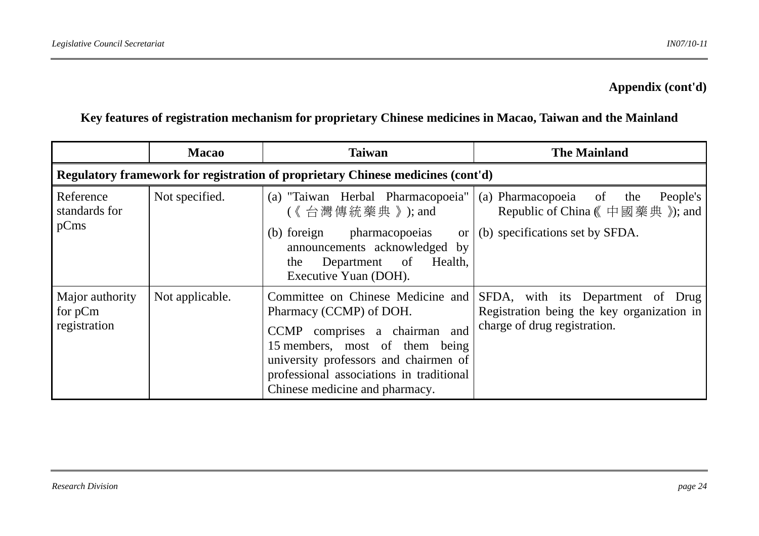**Appendix (cont'd)**

## Key features of registration mechanism for proprietary Chinese medicines in Macao, Taiwan and the Mainland

| | Macao | Taiwan | The Mainland |
|---|---|---|---|
| **Regulatory framework for registration of proprietary Chinese medicines (cont'd)** | | | |
| Reference standards for pCms | Not specified. | (a) "Taiwan Herbal Pharmacopoeia" (《台灣傳統藥典》); and<br>(b) foreign pharmacopoeias or announcements acknowledged by the Department of Health, Executive Yuan (DOH). | (a) Pharmacopoeia of the People's Republic of China《中國藥典》; and<br>(b) specifications set by SFDA. |
| Major authority for pCm registration | Not applicable. | Committee on Chinese Medicine and Pharmacy (CCMP) of DOH.<br>CCMP comprises a chairman and 15 members, most of them being university professors and chairmen of professional associations in traditional Chinese medicine and pharmacy. | SFDA, with its Department of Drug Registration being the key organization in charge of drug registration. |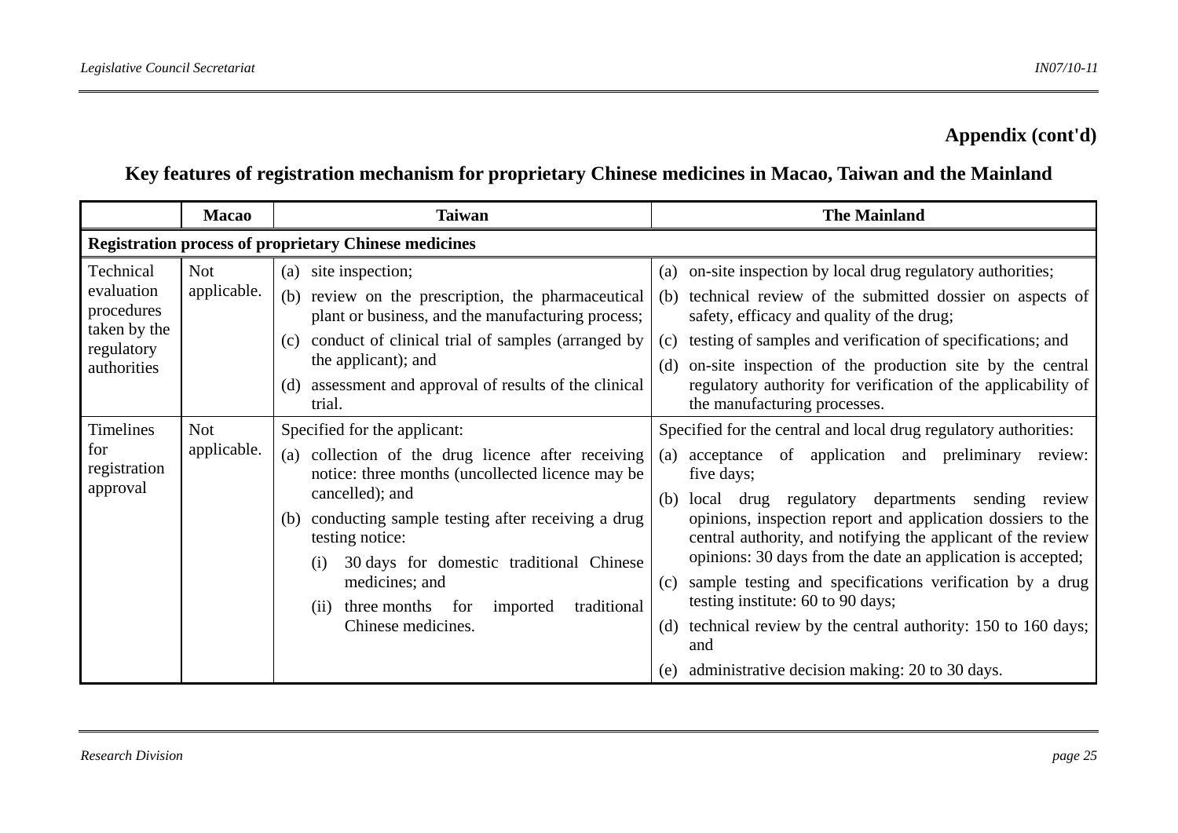**Appendix (cont'd)**

## Key features of registration mechanism for proprietary Chinese medicines in Macao, Taiwan and the Mainland

| | Macao | Taiwan | The Mainland |
|---|---|---|---|
| **Registration process of proprietary Chinese medicines** | | | |
| Technical evaluation procedures taken by the regulatory authorities | Not applicable. | (a) site inspection;<br>(b) review on the prescription, the pharmaceutical plant or business, and the manufacturing process;<br>(c) conduct of clinical trial of samples (arranged by the applicant); and<br>(d) assessment and approval of results of the clinical trial. | (a) on-site inspection by local drug regulatory authorities;<br>(b) technical review of the submitted dossier on aspects of safety, efficacy and quality of the drug;<br>(c) testing of samples and verification of specifications; and<br>(d) on-site inspection of the production site by the central regulatory authority for verification of the applicability of the manufacturing processes. |
| Timelines for registration approval | Not applicable. | Specified for the applicant:<br>(a) collection of the drug licence after receiving notice: three months (uncollected licence may be cancelled); and<br>(b) conducting sample testing after receiving a drug testing notice:<br>(i) 30 days for domestic traditional Chinese medicines; and<br>(ii) three months for imported traditional Chinese medicines. | Specified for the central and local drug regulatory authorities:<br>(a) acceptance of application and preliminary review: five days;<br>(b) local drug regulatory departments sending review opinions, inspection report and application dossiers to the central authority, and notifying the applicant of the review opinions: 30 days from the date an application is accepted;<br>(c) sample testing and specifications verification by a drug testing institute: 60 to 90 days;<br>(d) technical review by the central authority: 150 to 160 days; and<br>(e) administrative decision making: 20 to 30 days. |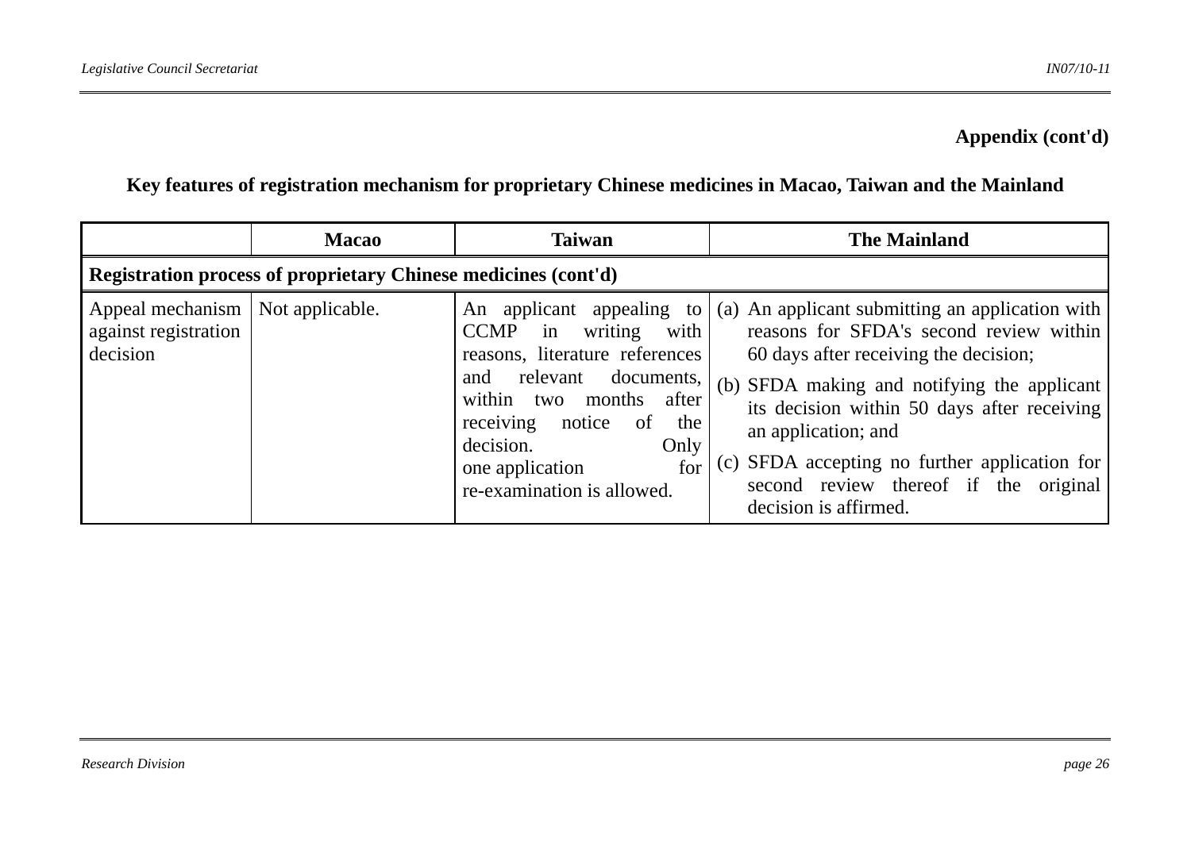**Appendix (cont'd)**

**Key features of registration mechanism for proprietary Chinese medicines in Macao, Taiwan and the Mainland**

| | Macao | Taiwan | The Mainland |
|---|---|---|---|
| **Registration process of proprietary Chinese medicines (cont'd)** | | | |
| Appeal mechanism against registration decision | Not applicable. | An applicant appealing to CCMP in writing with reasons, literature references and relevant documents, within two months after receiving notice of the decision. Only one application for re-examination is allowed. | (a) An applicant submitting an application with reasons for SFDA's second review within 60 days after receiving the decision;<br>(b) SFDA making and notifying the applicant its decision within 50 days after receiving an application; and<br>(c) SFDA accepting no further application for second review thereof if the original decision is affirmed. |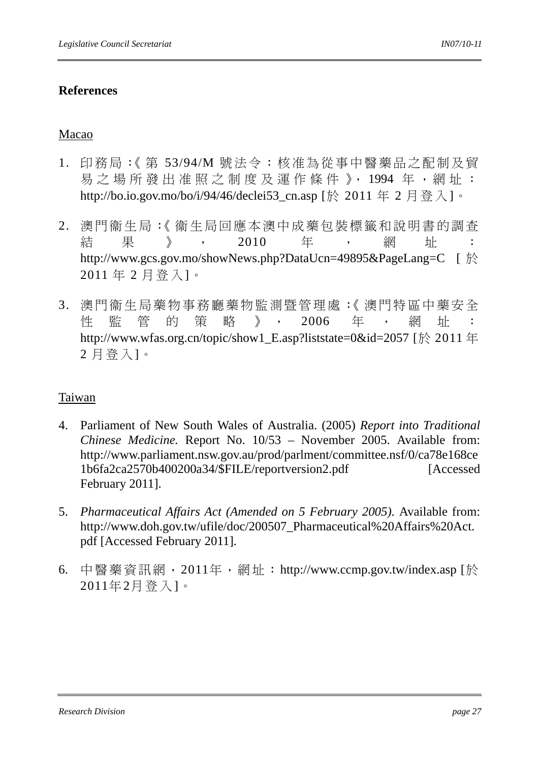## References

Macao

1. 印務局:《第 53/94/M 號法令：核准為從事中醫藥品之配制及貿易之場所發出准照之制度及運作條件》, 1994 年，網址：http://bo.io.gov.mo/bo/i/94/46/declei53_cn.asp [於 2011 年 2 月登入]。

2. 澳門衛生局:《衛生局回應本澳中成藥包裝標籤和說明書的調查結果》，2010 年，網址：http://www.gcs.gov.mo/showNews.php?DataUcn=49895&PageLang=C [於 2011 年 2 月登入]。

3. 澳門衛生局藥物事務廳藥物監測暨管理處:《澳門特區中藥安全性監管的策略》，2006 年，網址：http://www.wfas.org.cn/topic/show1_E.asp?liststate=0&id=2057 [於 2011 年 2 月登入]。

Taiwan

4. Parliament of New South Wales of Australia. (2005) *Report into Traditional Chinese Medicine.* Report No. 10/53 – November 2005. Available from: http://www.parliament.nsw.gov.au/prod/parlment/committee.nsf/0/ca78e168ce1b6fa2ca2570b400200a34/$FILE/reportversion2.pdf [Accessed February 2011].

5. *Pharmaceutical Affairs Act (Amended on 5 February 2005)*. Available from: http://www.doh.gov.tw/ufile/doc/200507_Pharmaceutical%20Affairs%20Act.pdf [Accessed February 2011].

6. 中醫藥資訊網，2011年，網址：http://www.ccmp.gov.tw/index.asp [於2011年2月登入]。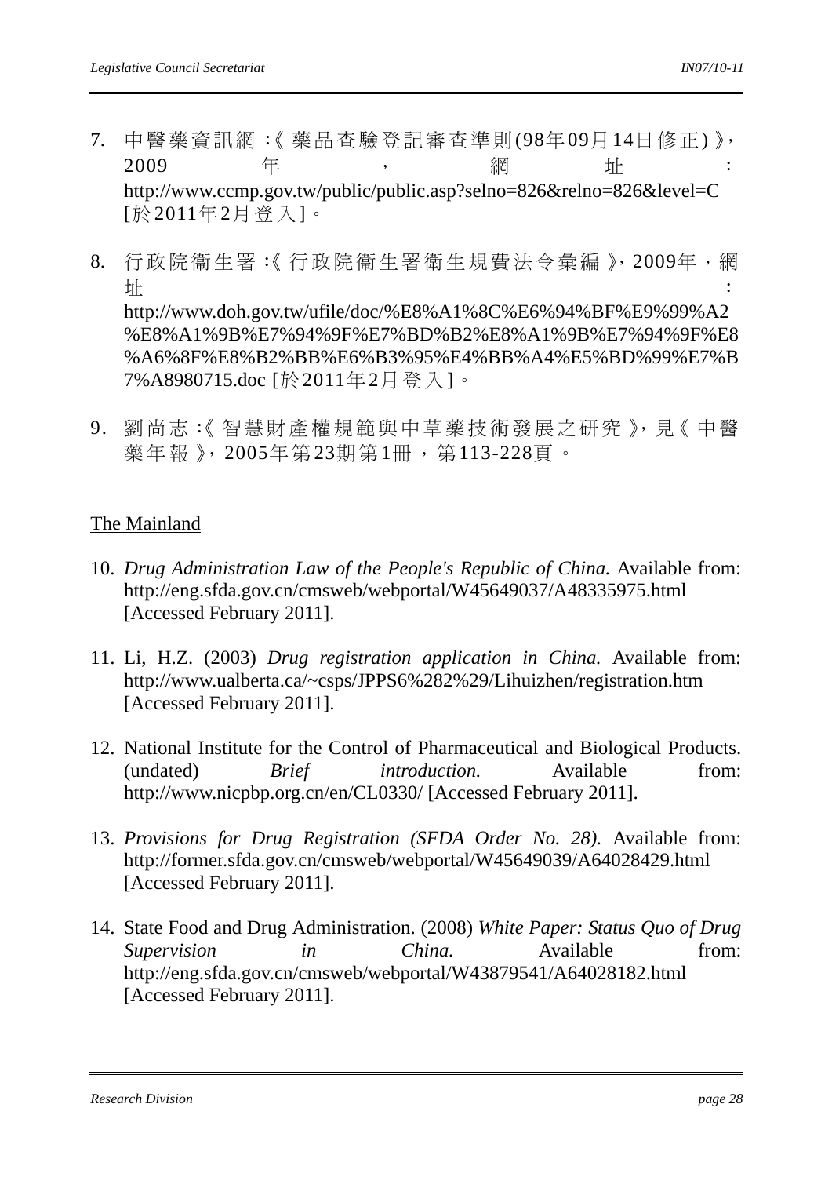7. 中醫藥資訊網:《藥品查驗登記審查準則(98年09月14日修正)》, 2009年,網址: http://www.ccmp.gov.tw/public/public.asp?selno=826&relno=826&level=C [於2011年2月登入]。

8. 行政院衛生署:《行政院衛生署衛生規費法令彙編》, 2009年,網址: http://www.doh.gov.tw/ufile/doc/%E8%A1%8C%E6%94%BF%E9%99%A2%E8%A1%9B%E7%94%9F%E7%BD%B2%E8%A1%9B%E7%94%9F%E8%A6%8F%E8%B2%BB%E6%B3%95%E4%BB%A4%E5%BD%99%E7%B7%A8980715.doc [於2011年2月登入]。

9. 劉尚志:《智慧財產權規範與中草藥技術發展之研究》, 見《中醫藥年報》, 2005年第23期第1冊,第113-228頁。

The Mainland

10. *Drug Administration Law of the People's Republic of China.* Available from: http://eng.sfda.gov.cn/cmsweb/webportal/W45649037/A48335975.html [Accessed February 2011].

11. Li, H.Z. (2003) *Drug registration application in China.* Available from: http://www.ualberta.ca/~csps/JPPS6%282%29/Lihuizhen/registration.htm [Accessed February 2011].

12. National Institute for the Control of Pharmaceutical and Biological Products. (undated) *Brief introduction.* Available from: http://www.nicpbp.org.cn/en/CL0330/ [Accessed February 2011].

13. *Provisions for Drug Registration (SFDA Order No. 28).* Available from: http://former.sfda.gov.cn/cmsweb/webportal/W45649039/A64028429.html [Accessed February 2011].

14. State Food and Drug Administration. (2008) *White Paper: Status Quo of Drug Supervision in China.* Available from: http://eng.sfda.gov.cn/cmsweb/webportal/W43879541/A64028182.html [Accessed February 2011].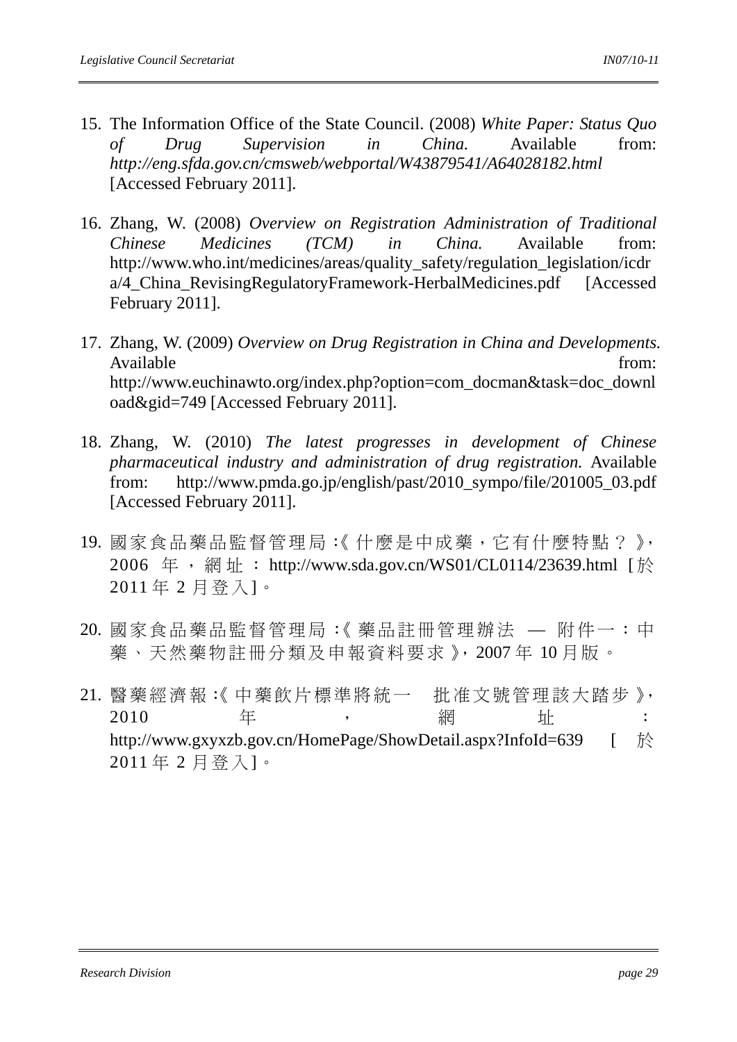15. The Information Office of the State Council. (2008) *White Paper: Status Quo of Drug Supervision in China.* Available from: *http://eng.sfda.gov.cn/cmsweb/webportal/W43879541/A64028182.html* [Accessed February 2011].

16. Zhang, W. (2008) *Overview on Registration Administration of Traditional Chinese Medicines (TCM) in China.* Available from: http://www.who.int/medicines/areas/quality_safety/regulation_legislation/icdra/4_China_RevisingRegulatoryFramework-HerbalMedicines.pdf [Accessed February 2011].

17. Zhang, W. (2009) *Overview on Drug Registration in China and Developments.* Available from: http://www.euchinawto.org/index.php?option=com_docman&task=doc_download&gid=749 [Accessed February 2011].

18. Zhang, W. (2010) *The latest progresses in development of Chinese pharmaceutical industry and administration of drug registration.* Available from: http://www.pmda.go.jp/english/past/2010_sympo/file/201005_03.pdf [Accessed February 2011].

19. 國家食品藥品監督管理局:《什麼是中成藥，它有什麼特點？》, 2006 年，網址：http://www.sda.gov.cn/WS01/CL0114/23639.html [於 2011 年 2 月登入]。

20. 國家食品藥品監督管理局:《藥品註冊管理辦法 — 附件一：中藥、天然藥物註冊分類及申報資料要求》, 2007 年 10 月版。

21. 醫藥經濟報:《中藥飲片標準將統一　批准文號管理該大踏步》, 2010 年，網址：http://www.gxyxzb.gov.cn/HomePage/ShowDetail.aspx?InfoId=639 [於 2011 年 2 月登入]。